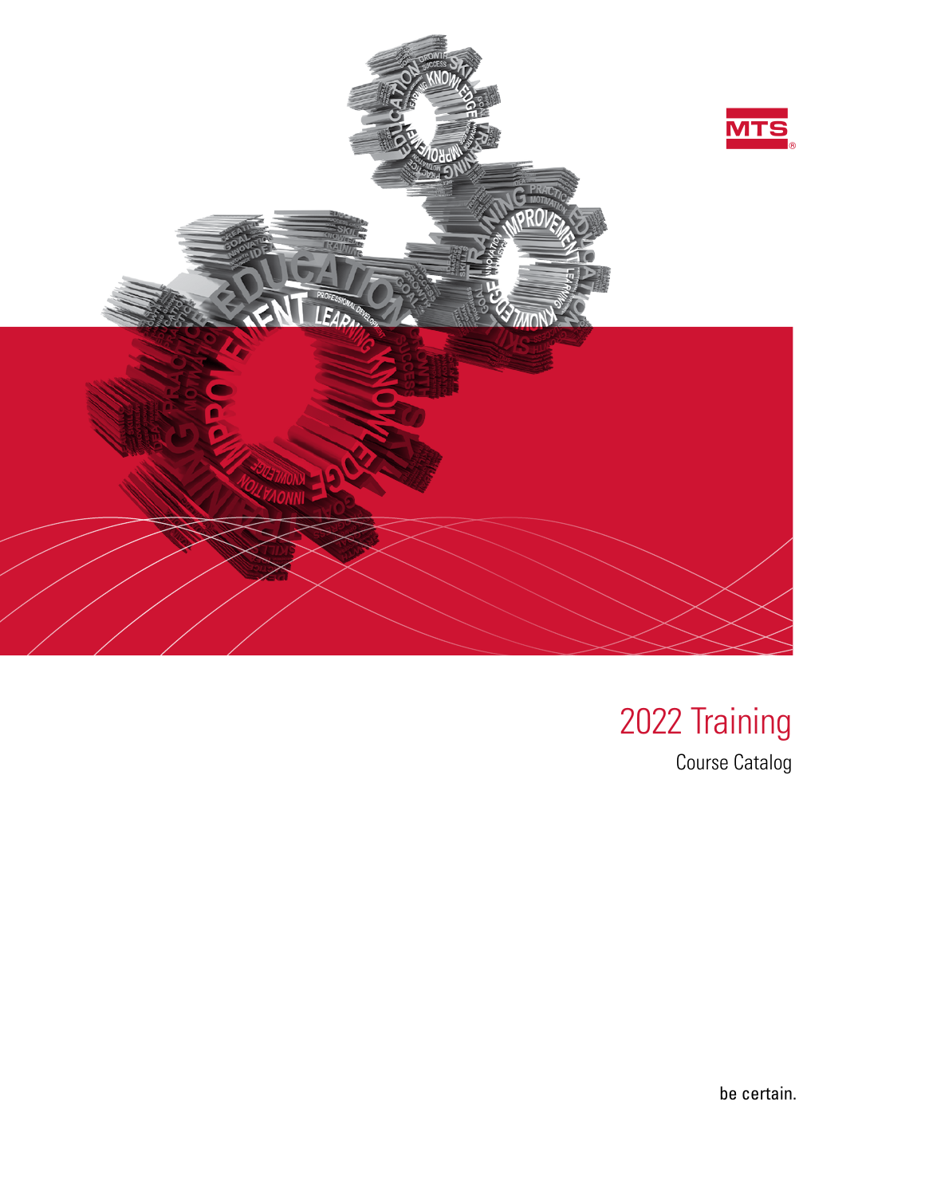MTS

# 2022 Training

Course Catalog

be certain.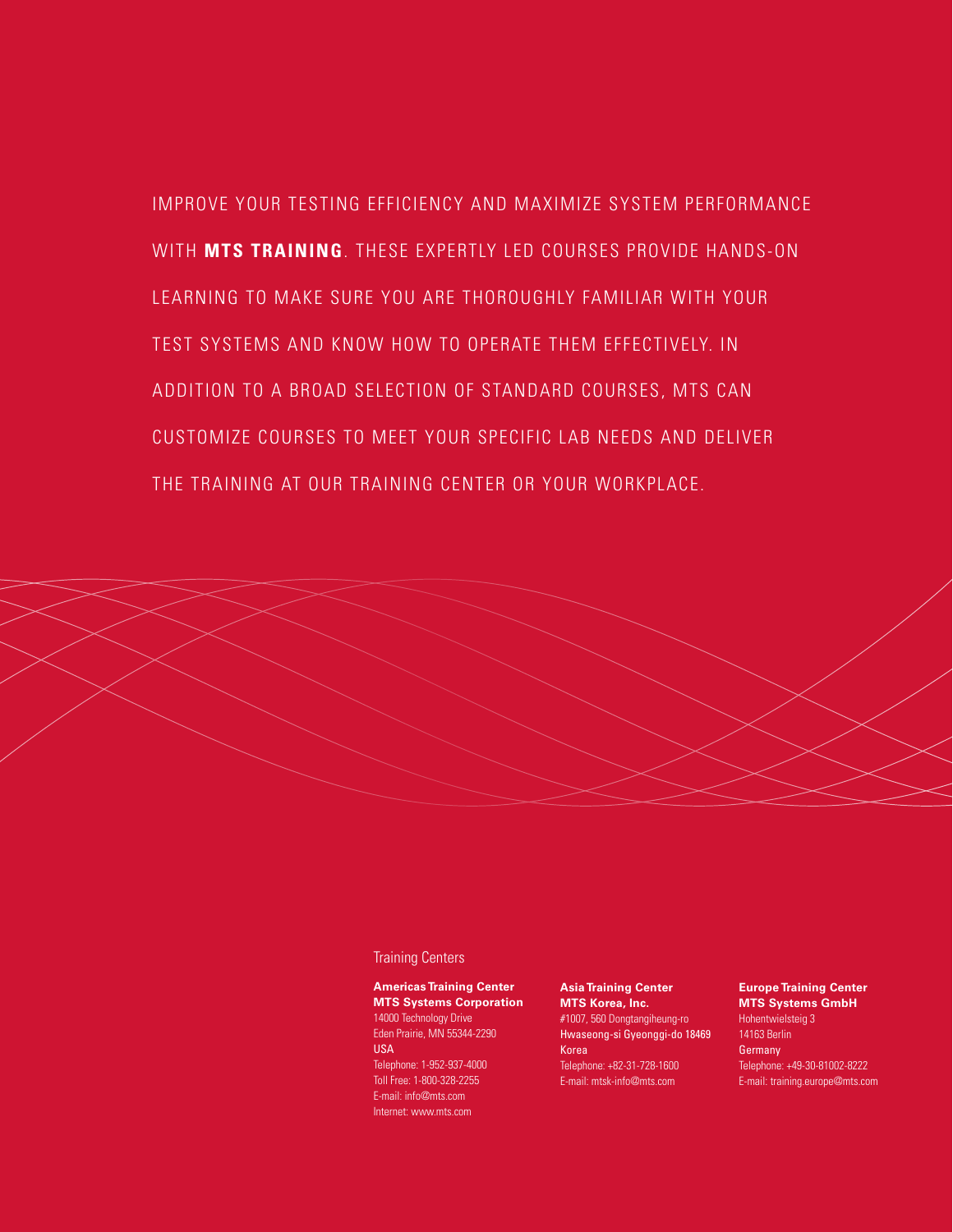IMPROVE YOUR TESTING EFFICIENCY AND MAXIMIZE SYSTEM PERFORMANCE WITH **MTS TRAINING**. THESE EXPERTLY LED COURSES PROVIDE HANDS-ON LEARNING TO MAKE SURE YOU ARE THOROUGHLY FAMILIAR WITH YOUR TEST SYSTEMS AND KNOW HOW TO OPERATE THEM EFFECTIVELY. IN ADDITION TO A BROAD SELECTION OF STANDARD COURSES, MTS CAN CUSTOMIZE COURSES TO MEET YOUR SPECIFIC LAB NEEDS AND DELIVER THE TRAINING AT OUR TRAINING CENTER OR YOUR WORKPLACE.

## Training Centers

**Americas Training Center**
**MTS Systems Corporation**
14000 Technology Drive
Eden Prairie, MN 55344-2290
USA
Telephone: 1-952-937-4000
Toll Free: 1-800-328-2255
E-mail: info@mts.com
Internet: www.mts.com

**Asia Training Center**
**MTS Korea, Inc.**
#1007, 560 Dongtangiheung-ro
Hwaseong-si Gyeonggi-do 18469
Korea
Telephone: +82-31-728-1600
E-mail: mtsk-info@mts.com

**Europe Training Center**
**MTS Systems GmbH**
Hohentwielsteig 3
14163 Berlin
Germany
Telephone: +49-30-81002-8222
E-mail: training.europe@mts.com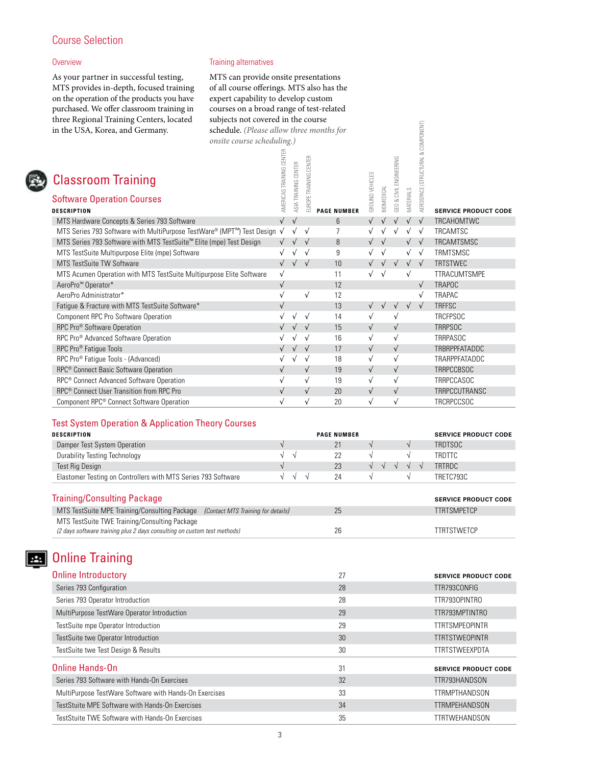## Course Selection

### Overview

As your partner in successful testing, MTS provides in-depth, focused training on the operation of the products you have purchased. We offer classroom training in three Regional Training Centers, located in the USA, Korea, and Germany.

### Training alternatives

MTS can provide onsite presentations of all course offerings. MTS also has the expert capability to develop custom courses on a broad range of test-related subjects not covered in the course schedule. *(Please allow three months for onsite course scheduling.)*

# Classroom Training

## Software Operation Courses

| DESCRIPTION | AMERICAS TRAINING CENTER | ASIA TRAINING CENTER | EUROPE TRAINING CENTER | PAGE NUMBER | GROUND VEHICLES | BIOMEDICAL | GEO & CIVIL ENGINEERING | MATERIALS | AEROSPACE (STRUCTURAL & COMPONENT) | SERVICE PRODUCT CODE |
|---|---|---|---|---|---|---|---|---|---|---|
| MTS Hardware Concepts & Series 793 Software | √ | √ | | 6 | √ | √ | √ | √ | √ | TRCAHOMTWC |
| MTS Series 793 Software with MultiPurpose TestWare® (MPT™) Test Design | √ | √ | √ | 7 | √ | √ | √ | √ | √ | TRCAMTSC |
| MTS Series 793 Software with MTS TestSuite™ Elite (mpe) Test Design | √ | √ | √ | 8 | √ | √ | | √ | √ | TRCAMTSMSC |
| MTS TestSuite Multipurpose Elite (mpe) Software | √ | √ | √ | 9 | √ | √ | | √ | √ | TRMTSMSC |
| MTS TestSuite TW Software | √ | √ | √ | 10 | √ | √ | √ | √ | √ | TRTSTWEC |
| MTS Acumen Operation with MTS TestSuite Multipurpose Elite Software | √ | | | 11 | √ | √ | | √ | | TTRACUMTSMPE |
| AeroPro™ Operator* | √ | | | 12 | | | | | √ | TRAPOC |
| AeroPro Administrator* | √ | | √ | 12 | | | | | √ | TRAPAC |
| Fatigue & Fracture with MTS TestSuite Software* | √ | | | 13 | √ | √ | √ | √ | √ | TRFFSC |
| Component RPC Pro Software Operation | √ | √ | √ | 14 | √ | | √ | | | TRCFPSOC |
| RPC Pro® Software Operation | √ | √ | √ | 15 | √ | | √ | | | TRRPSOC |
| RPC Pro® Advanced Software Operation | √ | √ | √ | 16 | √ | | √ | | | TRRPASOC |
| RPC Pro® Fatigue Tools | √ | √ | √ | 17 | √ | | √ | | | TRBRPPFATADDC |
| RPC Pro® Fatigue Tools - (Advanced) | √ | √ | √ | 18 | √ | | √ | | | TRARPPFATADDC |
| RPC® Connect Basic Software Operation | √ | | √ | 19 | √ | | √ | | | TRRPCCBSOC |
| RPC® Connect Advanced Software Operation | √ | | √ | 19 | √ | | √ | | | TRRPCCASOC |
| RPC® Connect User Transition from RPC Pro | √ | | √ | 20 | √ | | √ | | | TRRPCCUTRANSC |
| Component RPC® Connect Software Operation | √ | | √ | 20 | √ | | √ | | | TRCRPCCSOC |

## Test System Operation & Application Theory Courses

| DESCRIPTION | AMERICAS TRAINING CENTER | ASIA TRAINING CENTER | EUROPE TRAINING CENTER | PAGE NUMBER | GROUND VEHICLES | BIOMEDICAL | GEO & CIVIL ENGINEERING | MATERIALS | AEROSPACE (STRUCTURAL & COMPONENT) | SERVICE PRODUCT CODE |
|---|---|---|---|---|---|---|---|---|---|---|
| Damper Test System Operation | √ | | | 21 | √ | | | √ | | TRDTSOC |
| Durability Testing Technology | √ | √ | | 22 | √ | | | √ | | TRDTTC |
| Test Rig Design | √ | | | 23 | √ | √ | √ | √ | √ | TRTRDC |
| Elastomer Testing on Controllers with MTS Series 793 Software | √ | √ | √ | 24 | √ | | | √ | | TRETC793C |

## Training/Consulting Package

| DESCRIPTION | PAGE NUMBER | SERVICE PRODUCT CODE |
|---|---|---|
| MTS TestSuite MPE Training/Consulting Package *(Contact MTS Training for details)* | 25 | TTRTSMPETCP |
| MTS TestSuite TWE Training/Consulting Package *(2 days software training plus 2 days consulting on custom test methods)* | 26 | TTRTSTWETCP |

# Online Training

## Online Introductory

| | 27 | SERVICE PRODUCT CODE |
|---|---|---|
| Series 793 Configuration | 28 | TTR793CONFIG |
| Series 793 Operator Introduction | 28 | TTR793OPINTRO |
| MultiPurpose TestWare Operator Introduction | 29 | TTR793MPTINTRO |
| TestSuite mpe Operator Introduction | 29 | TTRTSMPEOPINTR |
| TestSuite twe Operator Introduction | 30 | TTRTSTWEOPINTR |
| TestSuite twe Test Design & Results | 30 | TTRTSTWEEXPDTA |

## Online Hands-On

| | 31 | SERVICE PRODUCT CODE |
|---|---|---|
| Series 793 Software with Hands-On Exercises | 32 | TTR793HANDSON |
| MultiPurpose TestWare Software with Hands-On Exercises | 33 | TTRMPTHANDSON |
| TestStuite MPE Software with Hands-On Exercises | 34 | TTRMPEHANDSON |
| TestStuite TWE Software with Hands-On Exercises | 35 | TTRTWEHANDSON |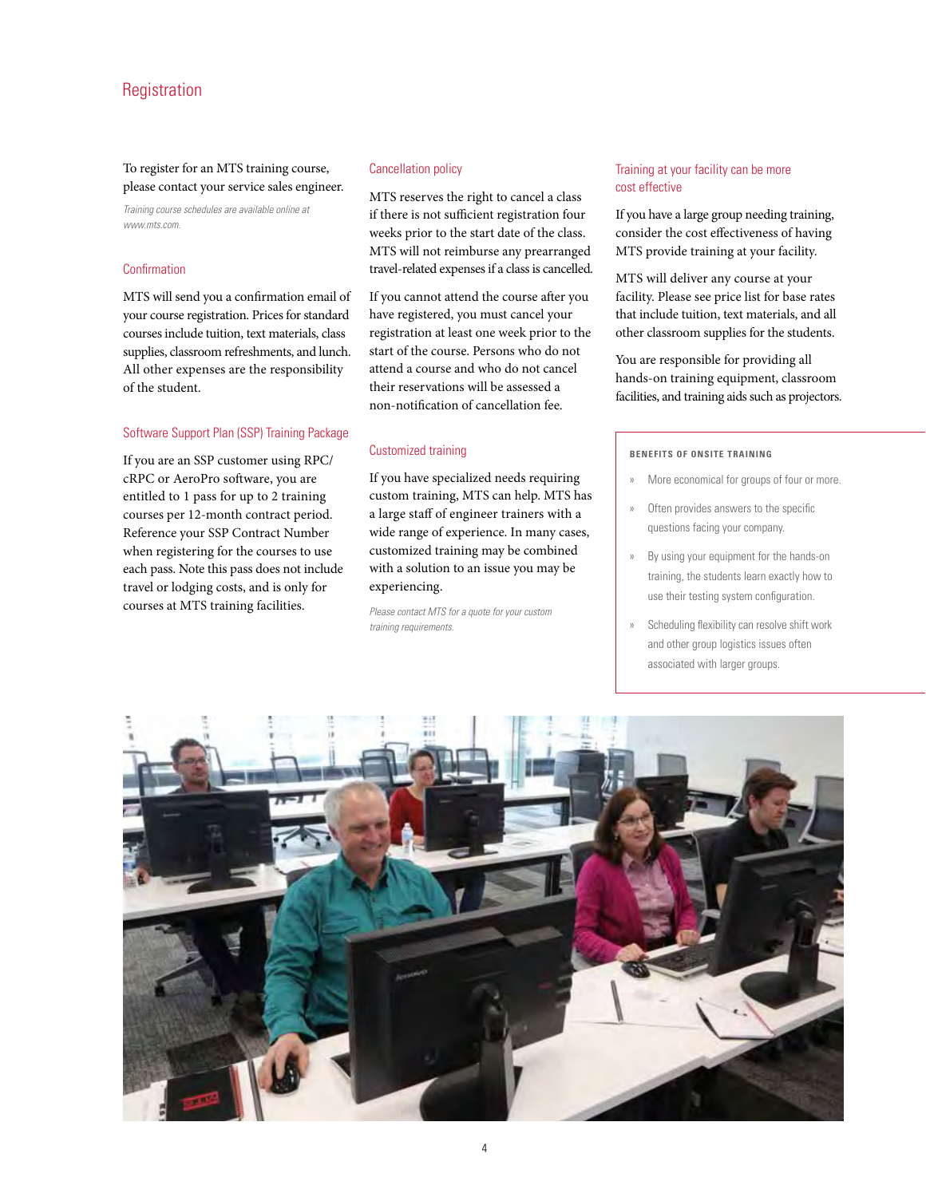# Registration

To register for an MTS training course, please contact your service sales engineer.

*Training course schedules are available online at www.mts.com.*

## Confirmation

MTS will send you a confirmation email of your course registration. Prices for standard courses include tuition, text materials, class supplies, classroom refreshments, and lunch. All other expenses are the responsibility of the student.

## Software Support Plan (SSP) Training Package

If you are an SSP customer using RPC/cRPC or AeroPro software, you are entitled to 1 pass for up to 2 training courses per 12-month contract period. Reference your SSP Contract Number when registering for the courses to use each pass. Note this pass does not include travel or lodging costs, and is only for courses at MTS training facilities.

## Cancellation policy

MTS reserves the right to cancel a class if there is not sufficient registration four weeks prior to the start date of the class. MTS will not reimburse any prearranged travel-related expenses if a class is cancelled.

If you cannot attend the course after you have registered, you must cancel your registration at least one week prior to the start of the course. Persons who do not attend a course and who do not cancel their reservations will be assessed a non-notification of cancellation fee.

## Customized training

If you have specialized needs requiring custom training, MTS can help. MTS has a large staff of engineer trainers with a wide range of experience. In many cases, customized training may be combined with a solution to an issue you may be experiencing.

*Please contact MTS for a quote for your custom training requirements.*

## Training at your facility can be more cost effective

If you have a large group needing training, consider the cost effectiveness of having MTS provide training at your facility.

MTS will deliver any course at your facility. Please see price list for base rates that include tuition, text materials, and all other classroom supplies for the students.

You are responsible for providing all hands-on training equipment, classroom facilities, and training aids such as projectors.

### BENEFITS OF ONSITE TRAINING

- More economical for groups of four or more.
- Often provides answers to the specific questions facing your company.
- By using your equipment for the hands-on training, the students learn exactly how to use their testing system configuration.
- Scheduling flexibility can resolve shift work and other group logistics issues often associated with larger groups.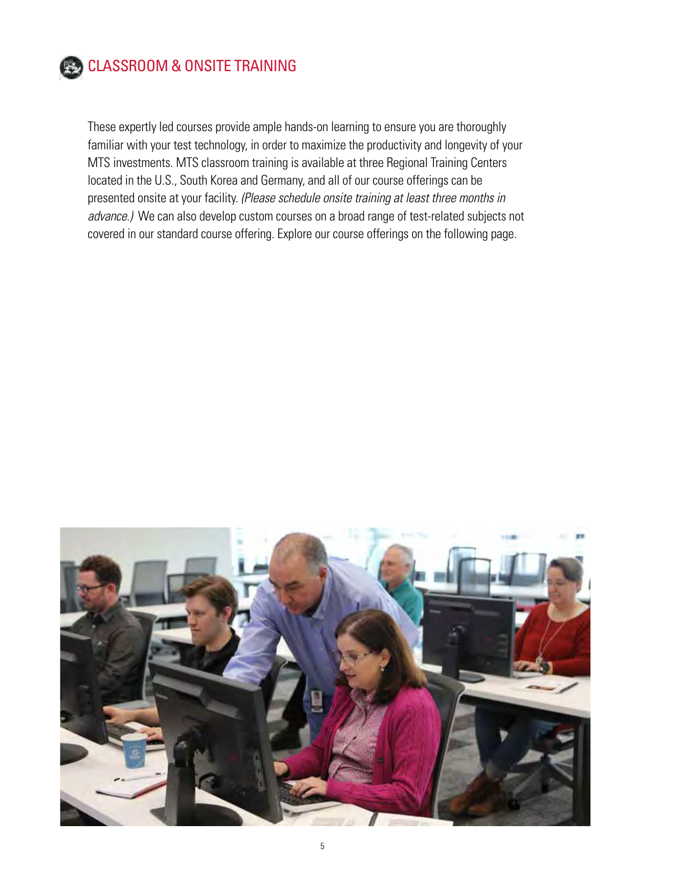# CLASSROOM & ONSITE TRAINING

These expertly led courses provide ample hands-on learning to ensure you are thoroughly familiar with your test technology, in order to maximize the productivity and longevity of your MTS investments. MTS classroom training is available at three Regional Training Centers located in the U.S., South Korea and Germany, and all of our course offerings can be presented onsite at your facility. *(Please schedule onsite training at least three months in advance.)* We can also develop custom courses on a broad range of test-related subjects not covered in our standard course offering. Explore our course offerings on the following page.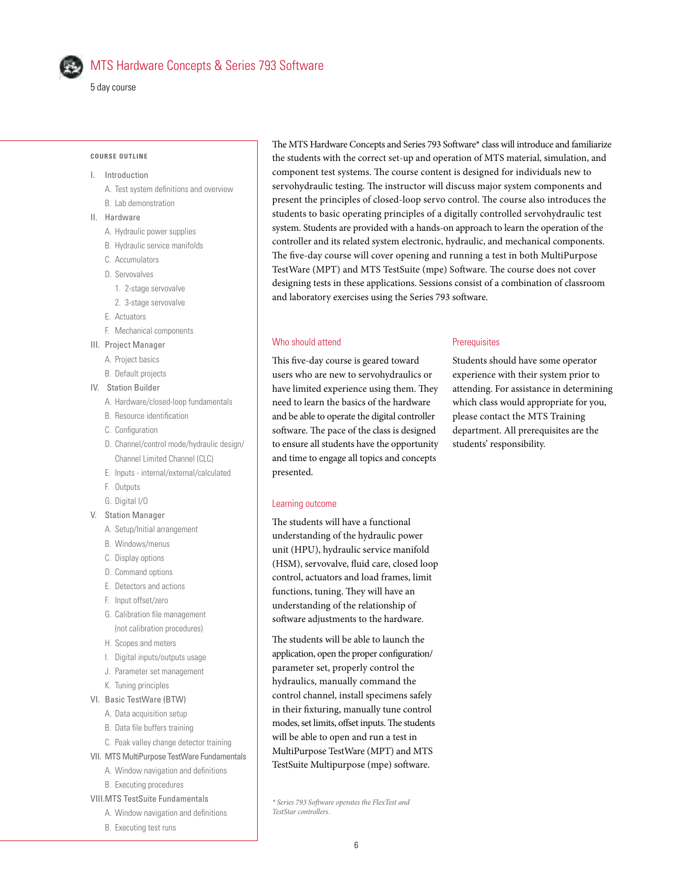# MTS Hardware Concepts & Series 793 Software

5 day course

The MTS Hardware Concepts and Series 793 Software* class will introduce and familiarize the students with the correct set-up and operation of MTS material, simulation, and component test systems. The course content is designed for individuals new to servohydraulic testing. The instructor will discuss major system components and present the principles of closed-loop servo control. The course also introduces the students to basic operating principles of a digitally controlled servohydraulic test system. Students are provided with a hands-on approach to learn the operation of the controller and its related system electronic, hydraulic, and mechanical components. The five-day course will cover opening and running a test in both MultiPurpose TestWare (MPT) and MTS TestSuite (mpe) Software. The course does not cover designing tests in these applications. Sessions consist of a combination of classroom and laboratory exercises using the Series 793 software.

## Who should attend

This five-day course is geared toward users who are new to servohydraulics or have limited experience using them. They need to learn the basics of the hardware and be able to operate the digital controller software. The pace of the class is designed to ensure all students have the opportunity and time to engage all topics and concepts presented.

## Learning outcome

The students will have a functional understanding of the hydraulic power unit (HPU), hydraulic service manifold (HSM), servovalve, fluid care, closed loop control, actuators and load frames, limit functions, tuning. They will have an understanding of the relationship of software adjustments to the hardware.

The students will be able to launch the application, open the proper configuration/parameter set, properly control the hydraulics, manually command the control channel, install specimens safely in their fixturing, manually tune control modes, set limits, offset inputs. The students will be able to open and run a test in MultiPurpose TestWare (MPT) and MTS TestSuite Multipurpose (mpe) software.

## Prerequisites

Students should have some operator experience with their system prior to attending. For assistance in determining which class would appropriate for you, please contact the MTS Training department. All prerequisites are the students' responsibility.

*\* Series 793 Software operates the FlexTest and TestStar controllers.*

## COURSE OUTLINE

- I. Introduction
  - A. Test system definitions and overview
  - B. Lab demonstration
- II. Hardware
  - A. Hydraulic power supplies
  - B. Hydraulic service manifolds
  - C. Accumulators
  - D. Servovalves
    - 1. 2-stage servovalve
    - 2. 3-stage servovalve
  - E. Actuators
  - F. Mechanical components
- III. Project Manager
  - A. Project basics
  - B. Default projects
- IV. Station Builder
  - A. Hardware/closed-loop fundamentals
  - B. Resource identification
  - C. Configuration
  - D. Channel/control mode/hydraulic design/ Channel Limited Channel (CLC)
  - E. Inputs - internal/external/calculated
  - F. Outputs
  - G. Digital I/O
- V. Station Manager
  - A. Setup/Initial arrangement
  - B. Windows/menus
  - C. Display options
  - D. Command options
  - E. Detectors and actions
  - F. Input offset/zero
  - G. Calibration file management (not calibration procedures)
  - H. Scopes and meters
  - I. Digital inputs/outputs usage
  - J. Parameter set management
  - K. Tuning principles
- VI. Basic TestWare (BTW)
  - A. Data acquisition setup
  - B. Data file buffers training
  - C. Peak valley change detector training
- VII. MTS MultiPurpose TestWare Fundamentals
  - A. Window navigation and definitions
  - B. Executing procedures
- VIII. MTS TestSuite Fundamentals
  - A. Window navigation and definitions
  - B. Executing test runs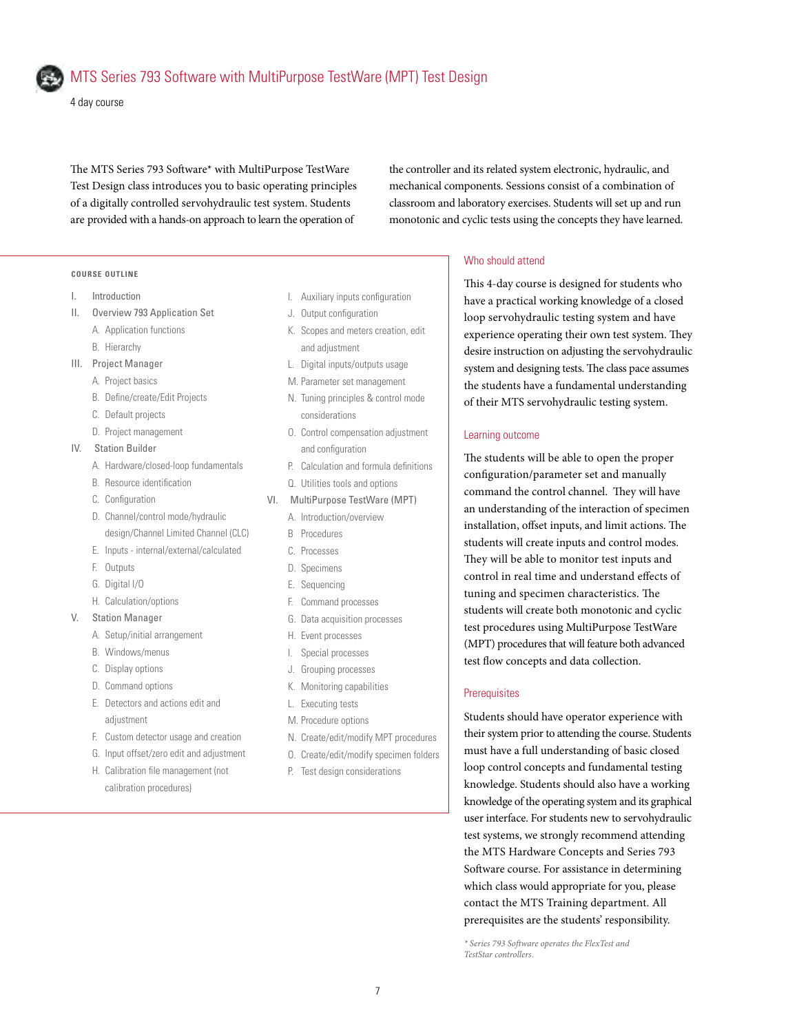# MTS Series 793 Software with MultiPurpose TestWare (MPT) Test Design

4 day course

The MTS Series 793 Software* with MultiPurpose TestWare Test Design class introduces you to basic operating principles of a digitally controlled servohydraulic test system. Students are provided with a hands-on approach to learn the operation of the controller and its related system electronic, hydraulic, and mechanical components. Sessions consist of a combination of classroom and laboratory exercises. Students will set up and run monotonic and cyclic tests using the concepts they have learned.

### COURSE OUTLINE

I. Introduction

II. Overview 793 Application Set
   - A. Application functions
   - B. Hierarchy

III. Project Manager
   - A. Project basics
   - B. Define/create/Edit Projects
   - C. Default projects
   - D. Project management

IV. Station Builder
   - A. Hardware/closed-loop fundamentals
   - B. Resource identification
   - C. Configuration
   - D. Channel/control mode/hydraulic design/Channel Limited Channel (CLC)
   - E. Inputs - internal/external/calculated
   - F. Outputs
   - G. Digital I/O
   - H. Calculation/options

V. Station Manager
   - A. Setup/initial arrangement
   - B. Windows/menus
   - C. Display options
   - D. Command options
   - E. Detectors and actions edit and adjustment
   - F. Custom detector usage and creation
   - G. Input offset/zero edit and adjustment
   - H. Calibration file management (not calibration procedures)
   - I. Auxiliary inputs configuration
   - J. Output configuration
   - K. Scopes and meters creation, edit and adjustment
   - L. Digital inputs/outputs usage
   - M. Parameter set management
   - N. Tuning principles & control mode considerations
   - O. Control compensation adjustment and configuration
   - P. Calculation and formula definitions
   - Q. Utilities tools and options

VI. MultiPurpose TestWare (MPT)
   - A. Introduction/overview
   - B Procedures
   - C. Processes
   - D. Specimens
   - E. Sequencing
   - F. Command processes
   - G. Data acquisition processes
   - H. Event processes
   - I. Special processes
   - J. Grouping processes
   - K. Monitoring capabilities
   - L. Executing tests
   - M. Procedure options
   - N. Create/edit/modify MPT procedures
   - O. Create/edit/modify specimen folders
   - P. Test design considerations

## Who should attend

This 4-day course is designed for students who have a practical working knowledge of a closed loop servohydraulic testing system and have experience operating their own test system. They desire instruction on adjusting the servohydraulic system and designing tests. The class pace assumes the students have a fundamental understanding of their MTS servohydraulic testing system.

## Learning outcome

The students will be able to open the proper configuration/parameter set and manually command the control channel. They will have an understanding of the interaction of specimen installation, offset inputs, and limit actions. The students will create inputs and control modes. They will be able to monitor test inputs and control in real time and understand effects of tuning and specimen characteristics. The students will create both monotonic and cyclic test procedures using MultiPurpose TestWare (MPT) procedures that will feature both advanced test flow concepts and data collection.

## Prerequisites

Students should have operator experience with their system prior to attending the course. Students must have a full understanding of basic closed loop control concepts and fundamental testing knowledge. Students should also have a working knowledge of the operating system and its graphical user interface. For students new to servohydraulic test systems, we strongly recommend attending the MTS Hardware Concepts and Series 793 Software course. For assistance in determining which class would appropriate for you, please contact the MTS Training department. All prerequisites are the students' responsibility.

*\* Series 793 Software operates the FlexTest and TestStar controllers.*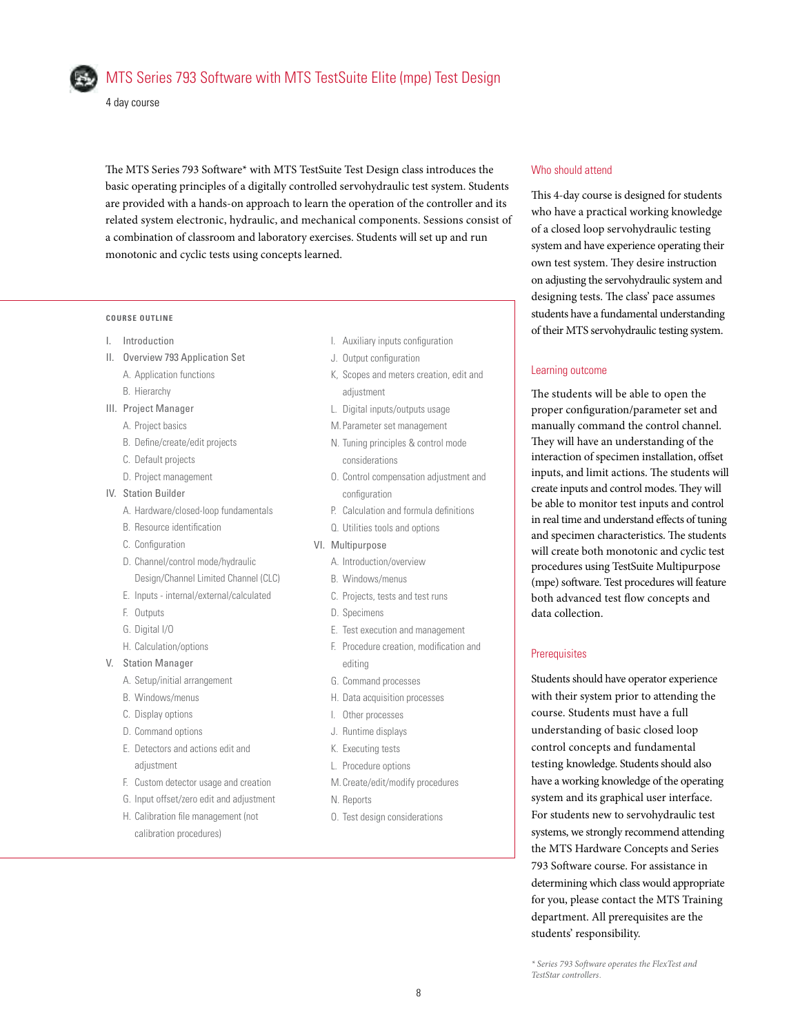# MTS Series 793 Software with MTS TestSuite Elite (mpe) Test Design

4 day course

The MTS Series 793 Software* with MTS TestSuite Test Design class introduces the basic operating principles of a digitally controlled servohydraulic test system. Students are provided with a hands-on approach to learn the operation of the controller and its related system electronic, hydraulic, and mechanical components. Sessions consist of a combination of classroom and laboratory exercises. Students will set up and run monotonic and cyclic tests using concepts learned.

**COURSE OUTLINE**

I. Introduction

II. Overview 793 Application Set
- A. Application functions
- B. Hierarchy

III. Project Manager
- A. Project basics
- B. Define/create/edit projects
- C. Default projects
- D. Project management

IV. Station Builder
- A. Hardware/closed-loop fundamentals
- B. Resource identification
- C. Configuration
- D. Channel/control mode/hydraulic Design/Channel Limited Channel (CLC)
- E. Inputs - internal/external/calculated
- F. Outputs
- G. Digital I/O
- H. Calculation/options

V. Station Manager
- A. Setup/initial arrangement
- B. Windows/menus
- C. Display options
- D. Command options
- E. Detectors and actions edit and adjustment
- F. Custom detector usage and creation
- G. Input offset/zero edit and adjustment
- H. Calibration file management (not calibration procedures)
- I. Auxiliary inputs configuration
- J. Output configuration
- K, Scopes and meters creation, edit and adjustment
- L. Digital inputs/outputs usage
- M. Parameter set management
- N. Tuning principles & control mode considerations
- O. Control compensation adjustment and configuration
- P. Calculation and formula definitions
- Q. Utilities tools and options

VI. Multipurpose
- A. Introduction/overview
- B. Windows/menus
- C. Projects, tests and test runs
- D. Specimens
- E. Test execution and management
- F. Procedure creation, modification and editing
- G. Command processes
- H. Data acquisition processes
- I. Other processes
- J. Runtime displays
- K. Executing tests
- L. Procedure options
- M. Create/edit/modify procedures
- N. Reports
- O. Test design considerations

## Who should attend

This 4-day course is designed for students who have a practical working knowledge of a closed loop servohydraulic testing system and have experience operating their own test system. They desire instruction on adjusting the servohydraulic system and designing tests. The class' pace assumes students have a fundamental understanding of their MTS servohydraulic testing system.

## Learning outcome

The students will be able to open the proper configuration/parameter set and manually command the control channel. They will have an understanding of the interaction of specimen installation, offset inputs, and limit actions. The students will create inputs and control modes. They will be able to monitor test inputs and control in real time and understand effects of tuning and specimen characteristics. The students will create both monotonic and cyclic test procedures using TestSuite Multipurpose (mpe) software. Test procedures will feature both advanced test flow concepts and data collection.

## Prerequisites

Students should have operator experience with their system prior to attending the course. Students must have a full understanding of basic closed loop control concepts and fundamental testing knowledge. Students should also have a working knowledge of the operating system and its graphical user interface. For students new to servohydraulic test systems, we strongly recommend attending the MTS Hardware Concepts and Series 793 Software course. For assistance in determining which class would appropriate for you, please contact the MTS Training department. All prerequisites are the students' responsibility.

*\* Series 793 Software operates the FlexTest and TestStar controllers.*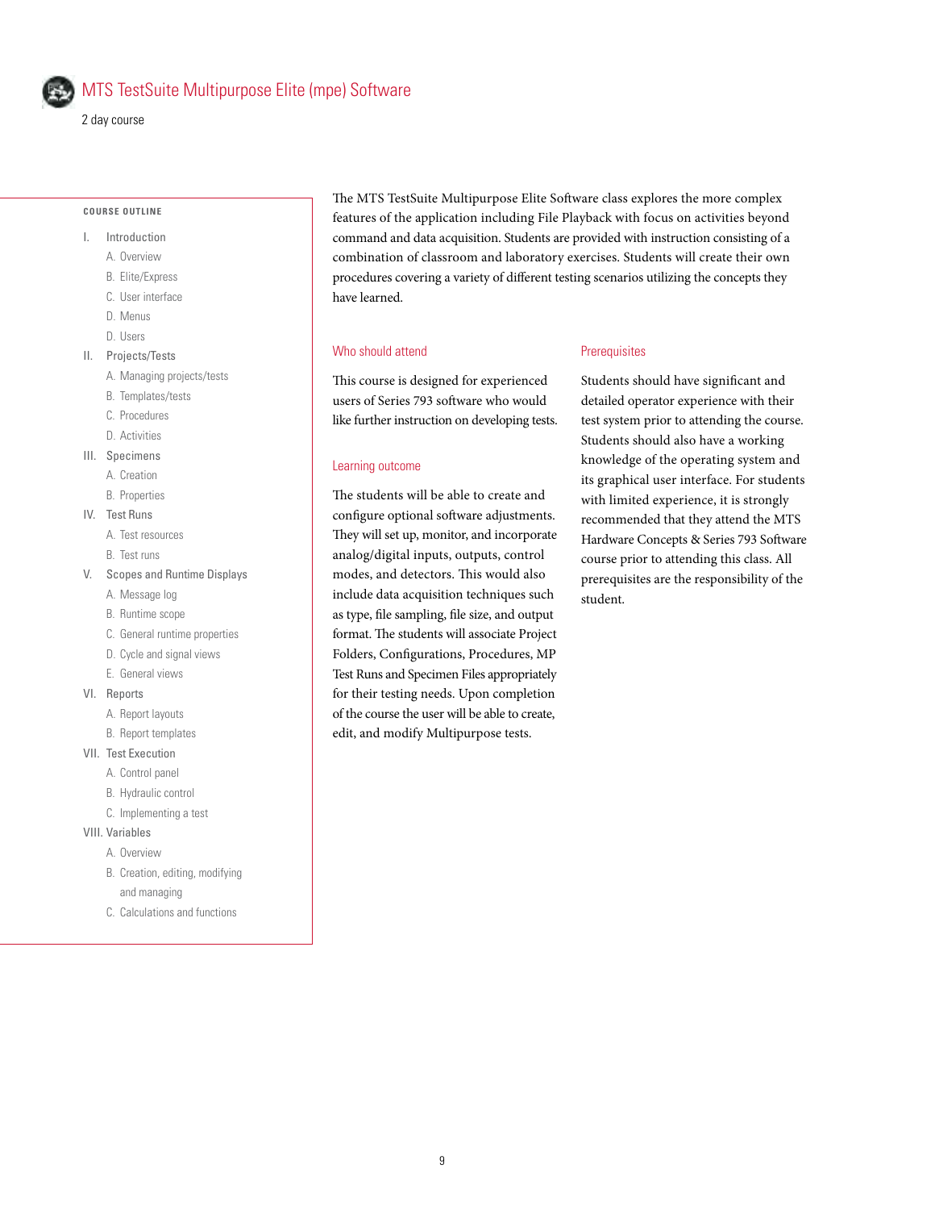# MTS TestSuite Multipurpose Elite (mpe) Software

2 day course

The MTS TestSuite Multipurpose Elite Software class explores the more complex features of the application including File Playback with focus on activities beyond command and data acquisition. Students are provided with instruction consisting of a combination of classroom and laboratory exercises. Students will create their own procedures covering a variety of different testing scenarios utilizing the concepts they have learned.

## Who should attend

This course is designed for experienced users of Series 793 software who would like further instruction on developing tests.

## Learning outcome

The students will be able to create and configure optional software adjustments. They will set up, monitor, and incorporate analog/digital inputs, outputs, control modes, and detectors. This would also include data acquisition techniques such as type, file sampling, file size, and output format. The students will associate Project Folders, Configurations, Procedures, MP Test Runs and Specimen Files appropriately for their testing needs. Upon completion of the course the user will be able to create, edit, and modify Multipurpose tests.

## Prerequisites

Students should have significant and detailed operator experience with their test system prior to attending the course. Students should also have a working knowledge of the operating system and its graphical user interface. For students with limited experience, it is strongly recommended that they attend the MTS Hardware Concepts & Series 793 Software course prior to attending this class. All prerequisites are the responsibility of the student.

## COURSE OUTLINE

I. Introduction
   - A. Overview
   - B. Elite/Express
   - C. User interface
   - D. Menus
   - D. Users

II. Projects/Tests
   - A. Managing projects/tests
   - B. Templates/tests
   - C. Procedures
   - D. Activities

III. Specimens
   - A. Creation
   - B. Properties

IV. Test Runs
   - A. Test resources
   - B. Test runs

V. Scopes and Runtime Displays
   - A. Message log
   - B. Runtime scope
   - C. General runtime properties
   - D. Cycle and signal views
   - E. General views

VI. Reports
   - A. Report layouts
   - B. Report templates

VII. Test Execution
   - A. Control panel
   - B. Hydraulic control
   - C. Implementing a test

VIII. Variables
   - A. Overview
   - B. Creation, editing, modifying and managing
   - C. Calculations and functions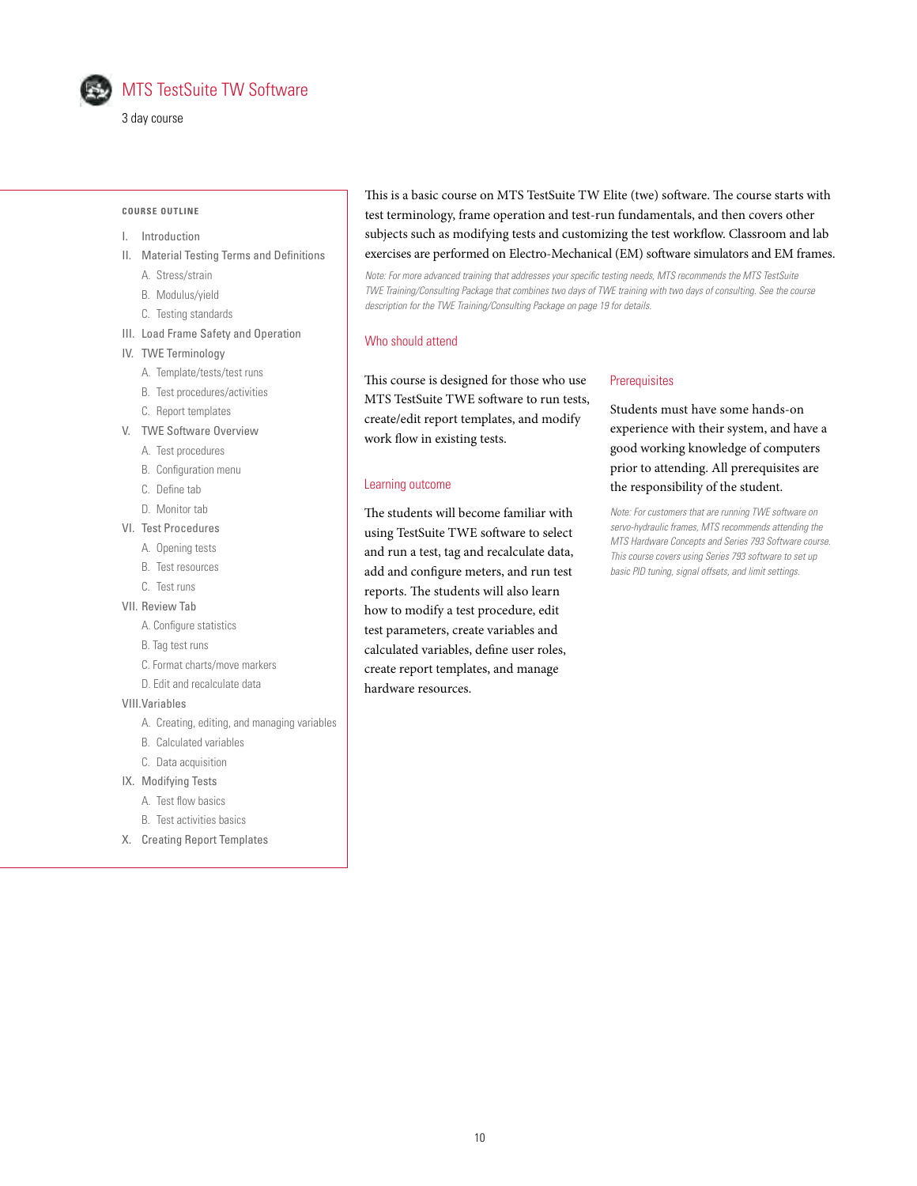# MTS TestSuite TW Software

3 day course

**COURSE OUTLINE**

I. Introduction

II. Material Testing Terms and Definitions
   - A. Stress/strain
   - B. Modulus/yield
   - C. Testing standards

III. Load Frame Safety and Operation

IV. TWE Terminology
   - A. Template/tests/test runs
   - B. Test procedures/activities
   - C. Report templates

V. TWE Software Overview
   - A. Test procedures
   - B. Configuration menu
   - C. Define tab
   - D. Monitor tab

VI. Test Procedures
   - A. Opening tests
   - B. Test resources
   - C. Test runs

VII. Review Tab
   - A. Configure statistics
   - B. Tag test runs
   - C. Format charts/move markers
   - D. Edit and recalculate data

VIII. Variables
   - A. Creating, editing, and managing variables
   - B. Calculated variables
   - C. Data acquisition

IX. Modifying Tests
   - A. Test flow basics
   - B. Test activities basics

X. Creating Report Templates

This is a basic course on MTS TestSuite TW Elite (twe) software. The course starts with test terminology, frame operation and test-run fundamentals, and then covers other subjects such as modifying tests and customizing the test workflow. Classroom and lab exercises are performed on Electro-Mechanical (EM) software simulators and EM frames.

*Note: For more advanced training that addresses your specific testing needs, MTS recommends the MTS TestSuite TWE Training/Consulting Package that combines two days of TWE training with two days of consulting. See the course description for the TWE Training/Consulting Package on page 19 for details.*

## Who should attend

This course is designed for those who use MTS TestSuite TWE software to run tests, create/edit report templates, and modify work flow in existing tests.

## Learning outcome

The students will become familiar with using TestSuite TWE software to select and run a test, tag and recalculate data, add and configure meters, and run test reports. The students will also learn how to modify a test procedure, edit test parameters, create variables and calculated variables, define user roles, create report templates, and manage hardware resources.

## Prerequisites

Students must have some hands-on experience with their system, and have a good working knowledge of computers prior to attending. All prerequisites are the responsibility of the student.

*Note: For customers that are running TWE software on servo-hydraulic frames, MTS recommends attending the MTS Hardware Concepts and Series 793 Software course. This course covers using Series 793 software to set up basic PID tuning, signal offsets, and limit settings.*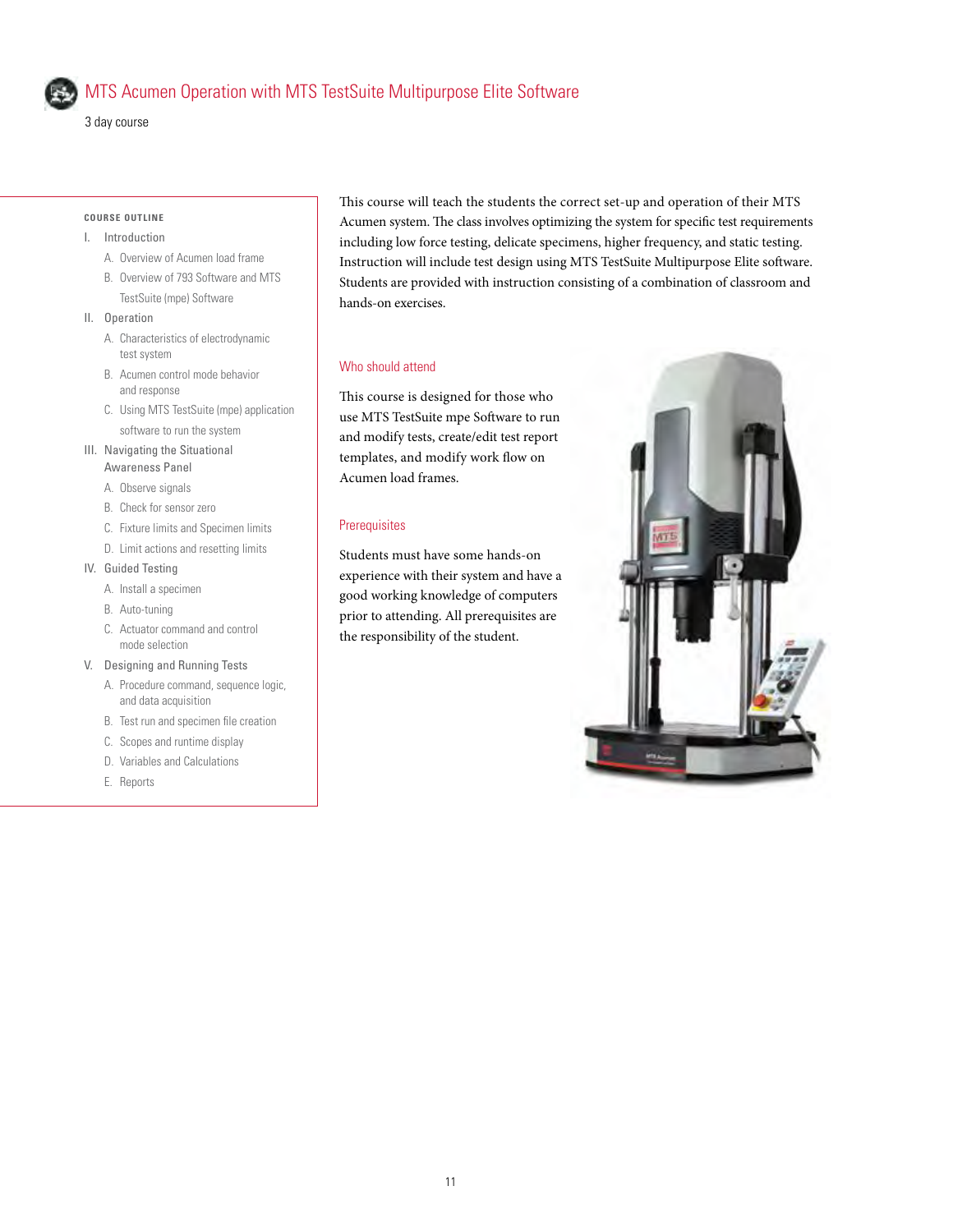# MTS Acumen Operation with MTS TestSuite Multipurpose Elite Software

3 day course

This course will teach the students the correct set-up and operation of their MTS Acumen system. The class involves optimizing the system for specific test requirements including low force testing, delicate specimens, higher frequency, and static testing. Instruction will include test design using MTS TestSuite Multipurpose Elite software. Students are provided with instruction consisting of a combination of classroom and hands-on exercises.

## Who should attend

This course is designed for those who use MTS TestSuite mpe Software to run and modify tests, create/edit test report templates, and modify work flow on Acumen load frames.

## Prerequisites

Students must have some hands-on experience with their system and have a good working knowledge of computers prior to attending. All prerequisites are the responsibility of the student.

### COURSE OUTLINE

I. Introduction
   - A. Overview of Acumen load frame
   - B. Overview of 793 Software and MTS TestSuite (mpe) Software

II. Operation
   - A. Characteristics of electrodynamic test system
   - B. Acumen control mode behavior and response
   - C. Using MTS TestSuite (mpe) application software to run the system

III. Navigating the Situational Awareness Panel
   - A. Observe signals
   - B. Check for sensor zero
   - C. Fixture limits and Specimen limits
   - D. Limit actions and resetting limits

IV. Guided Testing
   - A. Install a specimen
   - B. Auto-tuning
   - C. Actuator command and control mode selection

V. Designing and Running Tests
   - A. Procedure command, sequence logic, and data acquisition
   - B. Test run and specimen file creation
   - C. Scopes and runtime display
   - D. Variables and Calculations
   - E. Reports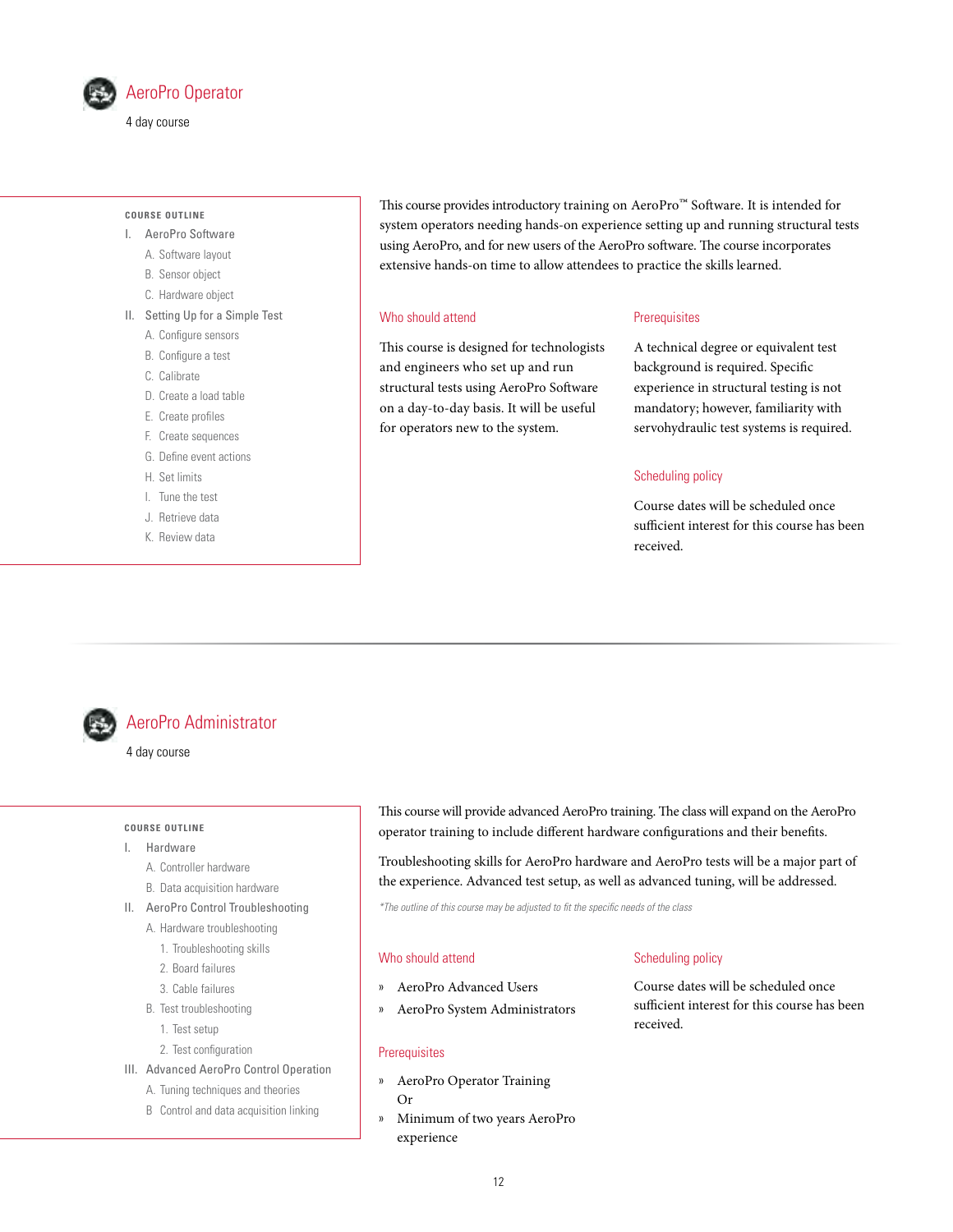## AeroPro Operator

4 day course

This course provides introductory training on AeroPro™ Software. It is intended for system operators needing hands-on experience setting up and running structural tests using AeroPro, and for new users of the AeroPro software. The course incorporates extensive hands-on time to allow attendees to practice the skills learned.

**COURSE OUTLINE**

I. AeroPro Software
   - A. Software layout
   - B. Sensor object
   - C. Hardware object

II. Setting Up for a Simple Test
   - A. Configure sensors
   - B. Configure a test
   - C. Calibrate
   - D. Create a load table
   - E. Create profiles
   - F. Create sequences
   - G. Define event actions
   - H. Set limits
   - I. Tune the test
   - J. Retrieve data
   - K. Review data

### Who should attend

This course is designed for technologists and engineers who set up and run structural tests using AeroPro Software on a day-to-day basis. It will be useful for operators new to the system.

### Prerequisites

A technical degree or equivalent test background is required. Specific experience in structural testing is not mandatory; however, familiarity with servohydraulic test systems is required.

### Scheduling policy

Course dates will be scheduled once sufficient interest for this course has been received.

---

## AeroPro Administrator

4 day course

This course will provide advanced AeroPro training. The class will expand on the AeroPro operator training to include different hardware configurations and their benefits.

Troubleshooting skills for AeroPro hardware and AeroPro tests will be a major part of the experience. Advanced test setup, as well as advanced tuning, will be addressed.

*\*The outline of this course may be adjusted to fit the specific needs of the class*

**COURSE OUTLINE**

I. Hardware
   - A. Controller hardware
   - B. Data acquisition hardware

II. AeroPro Control Troubleshooting
   - A. Hardware troubleshooting
     1. Troubleshooting skills
     2. Board failures
     3. Cable failures
   - B. Test troubleshooting
     1. Test setup
     2. Test configuration

III. Advanced AeroPro Control Operation
   - A. Tuning techniques and theories
   - B Control and data acquisition linking

### Who should attend

» AeroPro Advanced Users

» AeroPro System Administrators

### Prerequisites

» AeroPro Operator Training

Or

» Minimum of two years AeroPro experience

### Scheduling policy

Course dates will be scheduled once sufficient interest for this course has been received.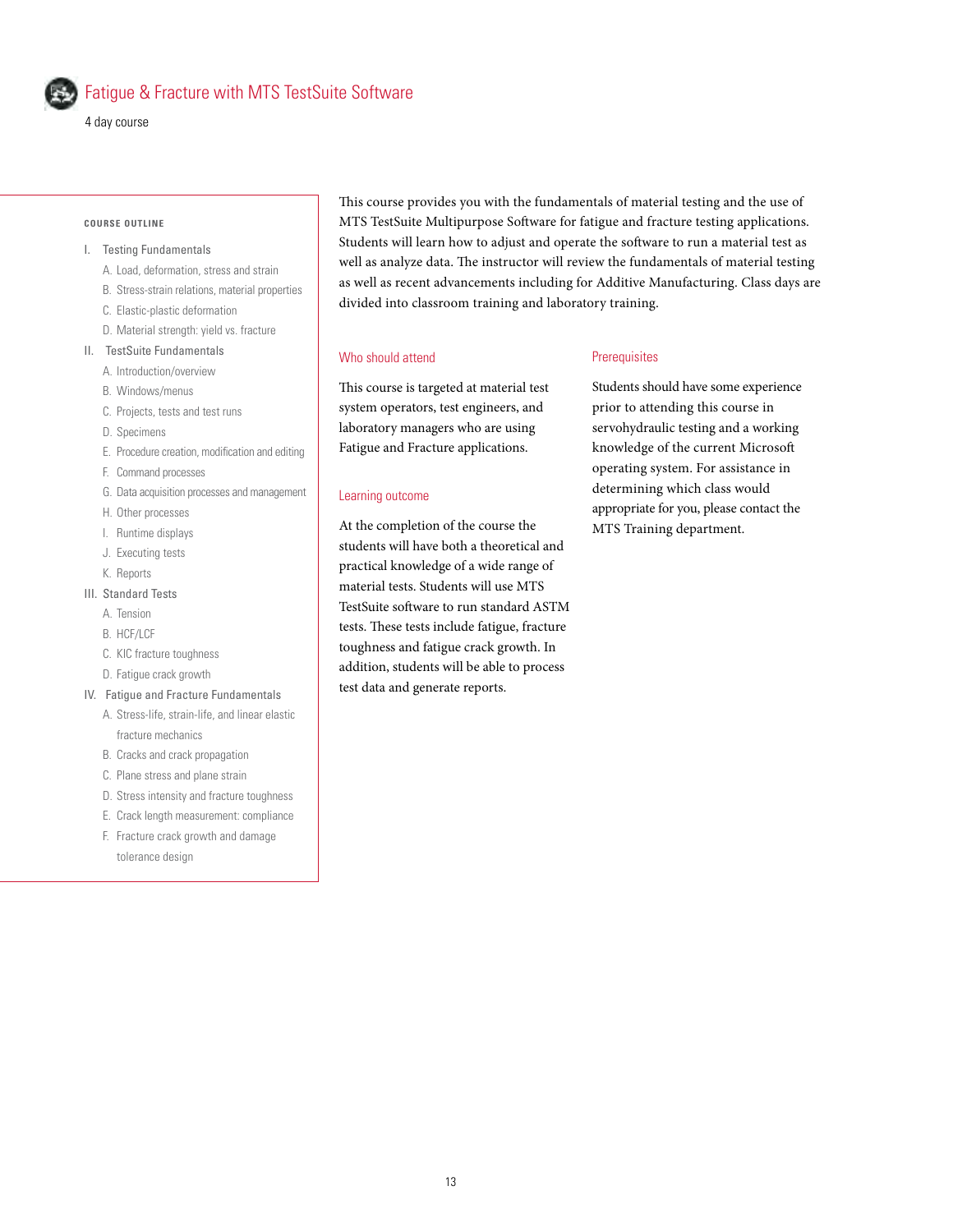# Fatigue & Fracture with MTS TestSuite Software

4 day course

This course provides you with the fundamentals of material testing and the use of MTS TestSuite Multipurpose Software for fatigue and fracture testing applications. Students will learn how to adjust and operate the software to run a material test as well as analyze data. The instructor will review the fundamentals of material testing as well as recent advancements including for Additive Manufacturing. Class days are divided into classroom training and laboratory training.

## Who should attend

This course is targeted at material test system operators, test engineers, and laboratory managers who are using Fatigue and Fracture applications.

## Learning outcome

At the completion of the course the students will have both a theoretical and practical knowledge of a wide range of material tests. Students will use MTS TestSuite software to run standard ASTM tests. These tests include fatigue, fracture toughness and fatigue crack growth. In addition, students will be able to process test data and generate reports.

## Prerequisites

Students should have some experience prior to attending this course in servohydraulic testing and a working knowledge of the current Microsoft operating system. For assistance in determining which class would be appropriate for you, please contact the MTS Training department.

## COURSE OUTLINE

I. Testing Fundamentals
   - A. Load, deformation, stress and strain
   - B. Stress-strain relations, material properties
   - C. Elastic-plastic deformation
   - D. Material strength: yield vs. fracture

II. TestSuite Fundamentals
   - A. Introduction/overview
   - B. Windows/menus
   - C. Projects, tests and test runs
   - D. Specimens
   - E. Procedure creation, modification and editing
   - F. Command processes
   - G. Data acquisition processes and management
   - H. Other processes
   - I. Runtime displays
   - J. Executing tests
   - K. Reports

III. Standard Tests
   - A. Tension
   - B. HCF/LCF
   - C. KIC fracture toughness
   - D. Fatigue crack growth

IV. Fatigue and Fracture Fundamentals
   - A. Stress-life, strain-life, and linear elastic fracture mechanics
   - B. Cracks and crack propagation
   - C. Plane stress and plane strain
   - D. Stress intensity and fracture toughness
   - E. Crack length measurement: compliance
   - F. Fracture crack growth and damage tolerance design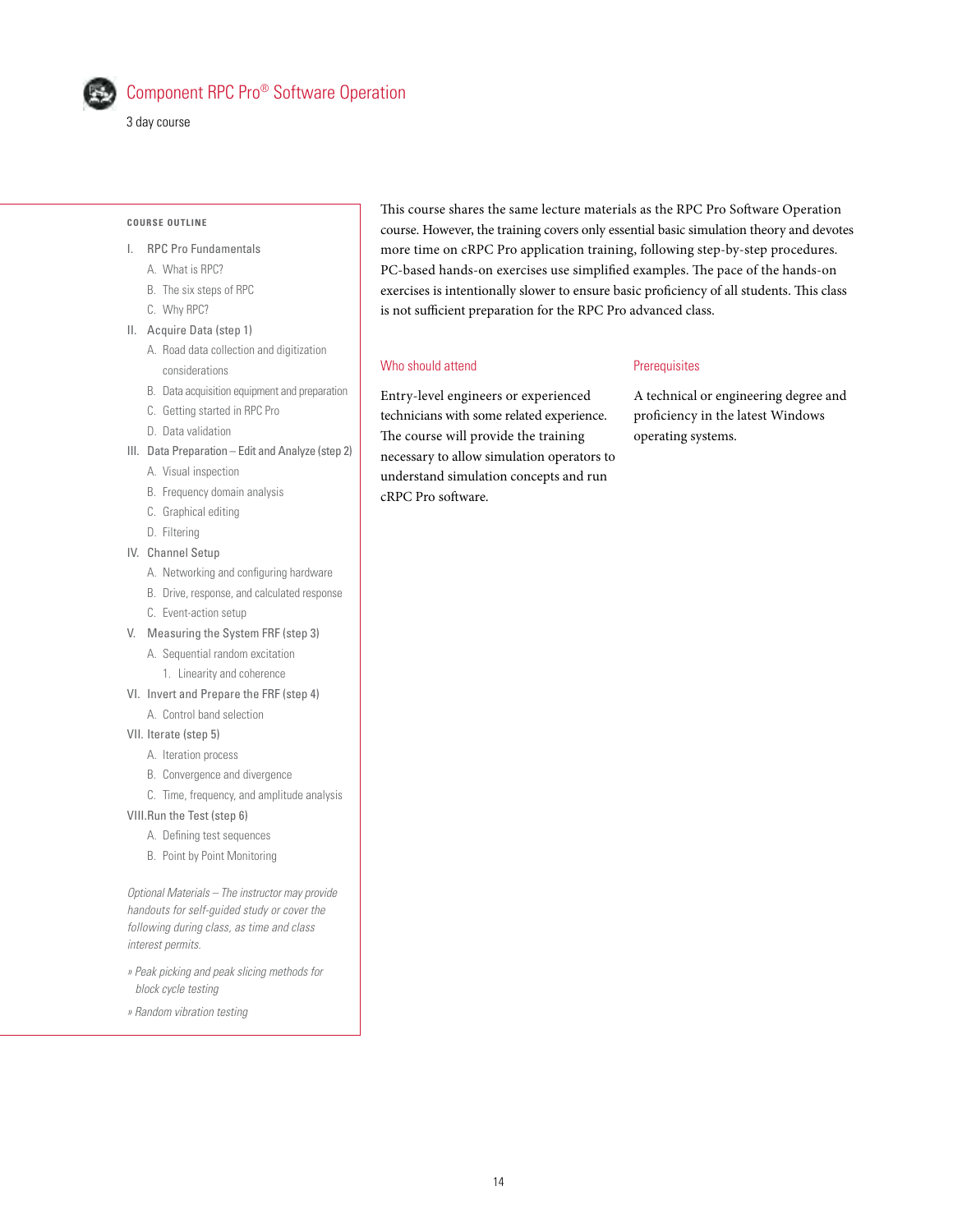# Component RPC Pro® Software Operation

3 day course

This course shares the same lecture materials as the RPC Pro Software Operation course. However, the training covers only essential basic simulation theory and devotes more time on cRPC Pro application training, following step-by-step procedures. PC-based hands-on exercises use simplified examples. The pace of the hands-on exercises is intentionally slower to ensure basic proficiency of all students. This class is not sufficient preparation for the RPC Pro advanced class.

## Who should attend

Entry-level engineers or experienced technicians with some related experience. The course will provide the training necessary to allow simulation operators to understand simulation concepts and run cRPC Pro software.

## Prerequisites

A technical or engineering degree and proficiency in the latest Windows operating systems.

## COURSE OUTLINE

I. RPC Pro Fundamentals
   - A. What is RPC?
   - B. The six steps of RPC
   - C. Why RPC?

II. Acquire Data (step 1)
   - A. Road data collection and digitization considerations
   - B. Data acquisition equipment and preparation
   - C. Getting started in RPC Pro
   - D. Data validation

III. Data Preparation – Edit and Analyze (step 2)
   - A. Visual inspection
   - B. Frequency domain analysis
   - C. Graphical editing
   - D. Filtering

IV. Channel Setup
   - A. Networking and configuring hardware
   - B. Drive, response, and calculated response
   - C. Event-action setup

V. Measuring the System FRF (step 3)
   - A. Sequential random excitation
     1. Linearity and coherence

VI. Invert and Prepare the FRF (step 4)
   - A. Control band selection

VII. Iterate (step 5)
   - A. Iteration process
   - B. Convergence and divergence
   - C. Time, frequency, and amplitude analysis

VIII. Run the Test (step 6)
   - A. Defining test sequences
   - B. Point by Point Monitoring

*Optional Materials – The instructor may provide handouts for self-guided study or cover the following during class, as time and class interest permits.*

- *Peak picking and peak slicing methods for block cycle testing*
- *Random vibration testing*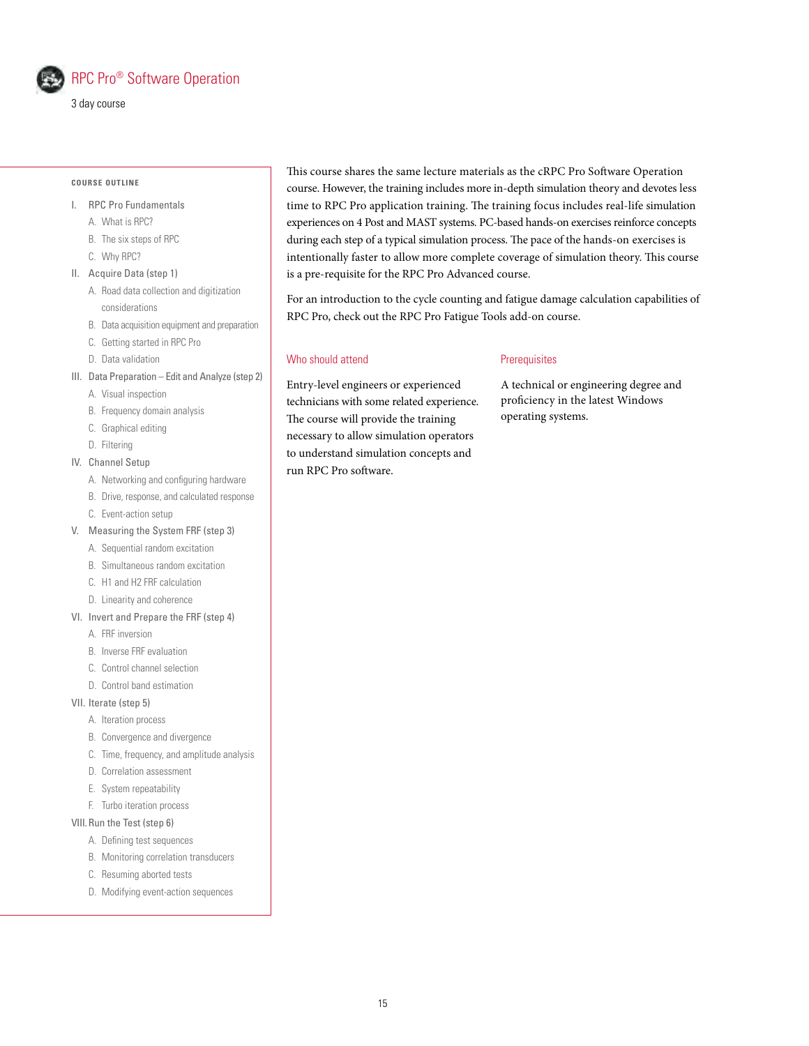# RPC Pro® Software Operation

3 day course

### COURSE OUTLINE

I. RPC Pro Fundamentals
   - A. What is RPC?
   - B. The six steps of RPC
   - C. Why RPC?

II. Acquire Data (step 1)
   - A. Road data collection and digitization considerations
   - B. Data acquisition equipment and preparation
   - C. Getting started in RPC Pro
   - D. Data validation

III. Data Preparation – Edit and Analyze (step 2)
   - A. Visual inspection
   - B. Frequency domain analysis
   - C. Graphical editing
   - D. Filtering

IV. Channel Setup
   - A. Networking and configuring hardware
   - B. Drive, response, and calculated response
   - C. Event-action setup

V. Measuring the System FRF (step 3)
   - A. Sequential random excitation
   - B. Simultaneous random excitation
   - C. H1 and H2 FRF calculation
   - D. Linearity and coherence

VI. Invert and Prepare the FRF (step 4)
   - A. FRF inversion
   - B. Inverse FRF evaluation
   - C. Control channel selection
   - D. Control band estimation

VII. Iterate (step 5)
   - A. Iteration process
   - B. Convergence and divergence
   - C. Time, frequency, and amplitude analysis
   - D. Correlation assessment
   - E. System repeatability
   - F. Turbo iteration process

VIII. Run the Test (step 6)
   - A. Defining test sequences
   - B. Monitoring correlation transducers
   - C. Resuming aborted tests
   - D. Modifying event-action sequences

This course shares the same lecture materials as the cRPC Pro Software Operation course. However, the training includes more in-depth simulation theory and devotes less time to RPC Pro application training. The training focus includes real-life simulation experiences on 4 Post and MAST systems. PC-based hands-on exercises reinforce concepts during each step of a typical simulation process. The pace of the hands-on exercises is intentionally faster to allow more complete coverage of simulation theory. This course is a pre-requisite for the RPC Pro Advanced course.

For an introduction to the cycle counting and fatigue damage calculation capabilities of RPC Pro, check out the RPC Pro Fatigue Tools add-on course.

## Who should attend

Entry-level engineers or experienced technicians with some related experience. The course will provide the training necessary to allow simulation operators to understand simulation concepts and run RPC Pro software.

## Prerequisites

A technical or engineering degree and proficiency in the latest Windows operating systems.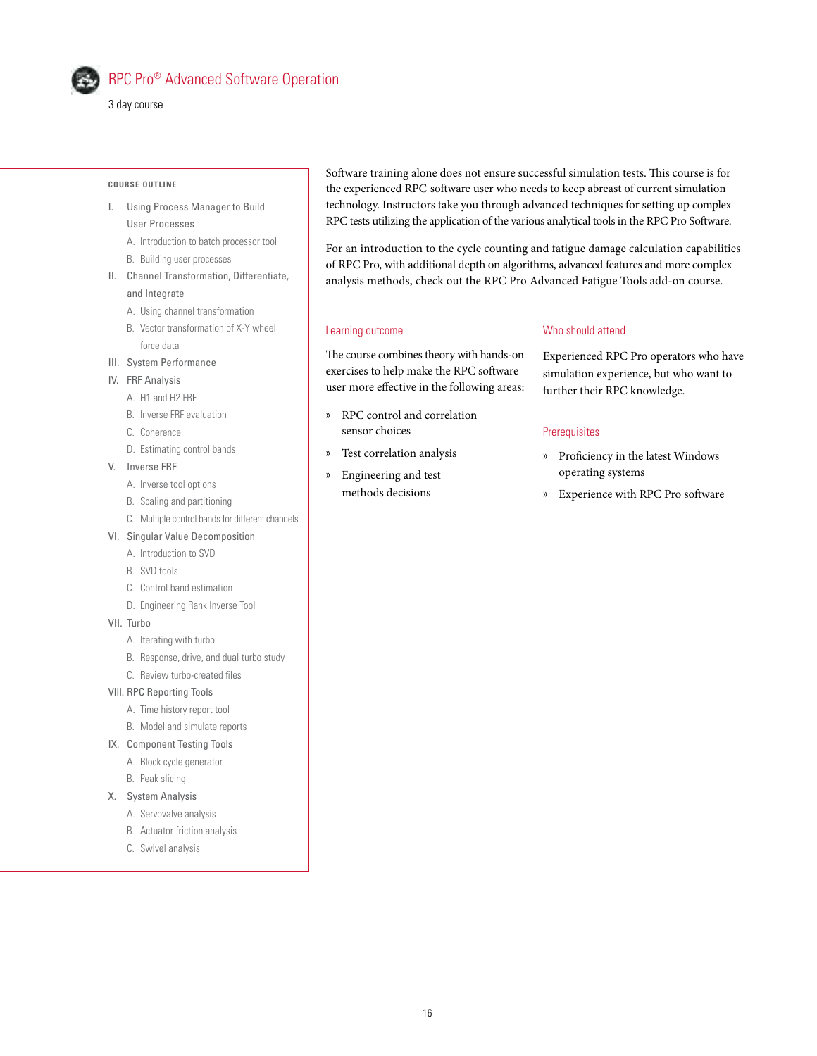# RPC Pro® Advanced Software Operation

3 day course

Software training alone does not ensure successful simulation tests. This course is for the experienced RPC software user who needs to keep abreast of current simulation technology. Instructors take you through advanced techniques for setting up complex RPC tests utilizing the application of the various analytical tools in the RPC Pro Software.

For an introduction to the cycle counting and fatigue damage calculation capabilities of RPC Pro, with additional depth on algorithms, advanced features and more complex analysis methods, check out the RPC Pro Advanced Fatigue Tools add-on course.

## Learning outcome

The course combines theory with hands-on exercises to help make the RPC software user more effective in the following areas:

- RPC control and correlation sensor choices
- Test correlation analysis
- Engineering and test methods decisions

## Who should attend

Experienced RPC Pro operators who have simulation experience, but who want to further their RPC knowledge.

## Prerequisites

- Proficiency in the latest Windows operating systems
- Experience with RPC Pro software

## COURSE OUTLINE

I. Using Process Manager to Build User Processes
   - A. Introduction to batch processor tool
   - B. Building user processes

II. Channel Transformation, Differentiate, and Integrate
   - A. Using channel transformation
   - B. Vector transformation of X-Y wheel force data

III. System Performance

IV. FRF Analysis
   - A. H1 and H2 FRF
   - B. Inverse FRF evaluation
   - C. Coherence
   - D. Estimating control bands

V. Inverse FRF
   - A. Inverse tool options
   - B. Scaling and partitioning
   - C. Multiple control bands for different channels

VI. Singular Value Decomposition
   - A. Introduction to SVD
   - B. SVD tools
   - C. Control band estimation
   - D. Engineering Rank Inverse Tool

VII. Turbo
   - A. Iterating with turbo
   - B. Response, drive, and dual turbo study
   - C. Review turbo-created files

VIII. RPC Reporting Tools
   - A. Time history report tool
   - B. Model and simulate reports

IX. Component Testing Tools
   - A. Block cycle generator
   - B. Peak slicing

X. System Analysis
   - A. Servovalve analysis
   - B. Actuator friction analysis
   - C. Swivel analysis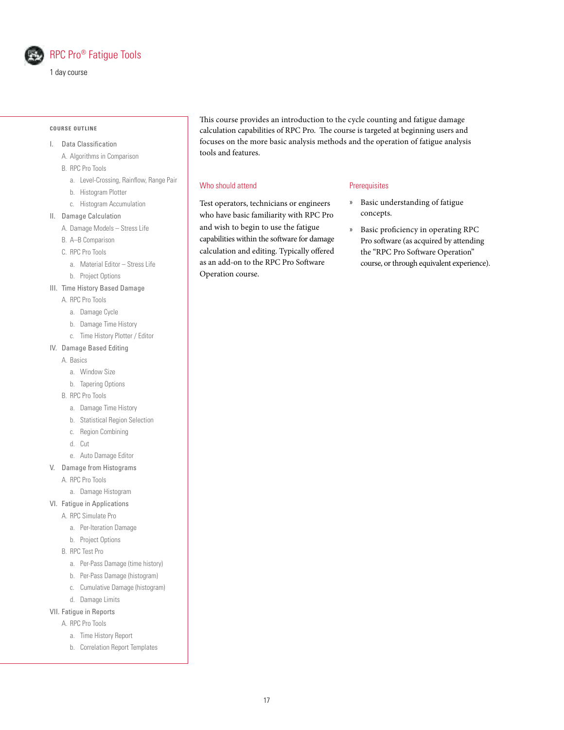# RPC Pro® Fatigue Tools

1 day course

This course provides an introduction to the cycle counting and fatigue damage calculation capabilities of RPC Pro. The course is targeted at beginning users and focuses on the more basic analysis methods and the operation of fatigue analysis tools and features.

## Who should attend

Test operators, technicians or engineers who have basic familiarity with RPC Pro and wish to begin to use the fatigue capabilities within the software for damage calculation and editing. Typically offered as an add-on to the RPC Pro Software Operation course.

## Prerequisites

- Basic understanding of fatigue concepts.
- Basic proficiency in operating RPC Pro software (as acquired by attending the "RPC Pro Software Operation" course, or through equivalent experience).

## COURSE OUTLINE

I. Data Classification
- A. Algorithms in Comparison
- B. RPC Pro Tools
  - a. Level-Crossing, Rainflow, Range Pair
  - b. Histogram Plotter
  - c. Histogram Accumulation

II. Damage Calculation
- A. Damage Models – Stress Life
- B. A–B Comparison
- C. RPC Pro Tools
  - a. Material Editor – Stress Life
  - b. Project Options

III. Time History Based Damage
- A. RPC Pro Tools
  - a. Damage Cycle
  - b. Damage Time History
  - c. Time History Plotter / Editor

IV. Damage Based Editing
- A. Basics
  - a. Window Size
  - b. Tapering Options
- B. RPC Pro Tools
  - a. Damage Time History
  - b. Statistical Region Selection
  - c. Region Combining
  - d. Cut
  - e. Auto Damage Editor

V. Damage from Histograms
- A. RPC Pro Tools
  - a. Damage Histogram

VI. Fatigue in Applications
- A. RPC Simulate Pro
  - a. Per-Iteration Damage
  - b. Project Options
- B. RPC Test Pro
  - a. Per-Pass Damage (time history)
  - b. Per-Pass Damage (histogram)
  - c. Cumulative Damage (histogram)
  - d. Damage Limits

VII. Fatigue in Reports
- A. RPC Pro Tools
  - a. Time History Report
  - b. Correlation Report Templates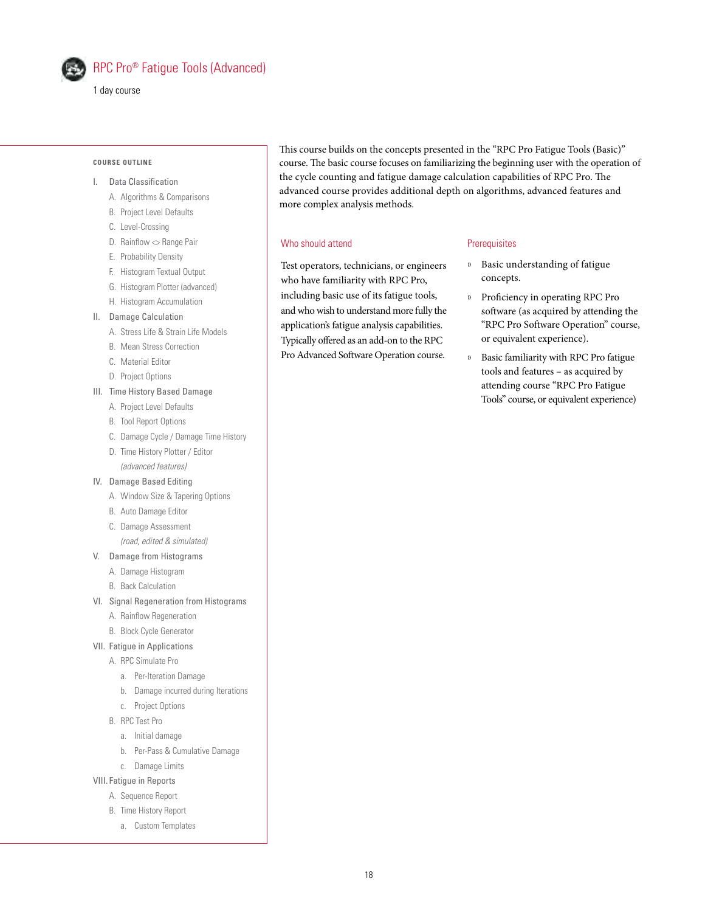# RPC Pro® Fatigue Tools (Advanced)

1 day course

This course builds on the concepts presented in the "RPC Pro Fatigue Tools (Basic)" course. The basic course focuses on familiarizing the beginning user with the operation of the cycle counting and fatigue damage calculation capabilities of RPC Pro. The advanced course provides additional depth on algorithms, advanced features and more complex analysis methods.

## Who should attend

Test operators, technicians, or engineers who have familiarity with RPC Pro, including basic use of its fatigue tools, and who wish to understand more fully the application's fatigue analysis capabilities. Typically offered as an add-on to the RPC Pro Advanced Software Operation course.

## Prerequisites

- Basic understanding of fatigue concepts.
- Proficiency in operating RPC Pro software (as acquired by attending the "RPC Pro Software Operation" course, or equivalent experience).
- Basic familiarity with RPC Pro fatigue tools and features – as acquired by attending course "RPC Pro Fatigue Tools" course, or equivalent experience)

## COURSE OUTLINE

I. Data Classification
   - A. Algorithms & Comparisons
   - B. Project Level Defaults
   - C. Level-Crossing
   - D. Rainflow <> Range Pair
   - E. Probability Density
   - F. Histogram Textual Output
   - G. Histogram Plotter (advanced)
   - H. Histogram Accumulation

II. Damage Calculation
   - A. Stress Life & Strain Life Models
   - B. Mean Stress Correction
   - C. Material Editor
   - D. Project Options

III. Time History Based Damage
   - A. Project Level Defaults
   - B. Tool Report Options
   - C. Damage Cycle / Damage Time History
   - D. Time History Plotter / Editor *(advanced features)*

IV. Damage Based Editing
   - A. Window Size & Tapering Options
   - B. Auto Damage Editor
   - C. Damage Assessment *(road, edited & simulated)*

V. Damage from Histograms
   - A. Damage Histogram
   - B. Back Calculation

VI. Signal Regeneration from Histograms
   - A. Rainflow Regeneration
   - B. Block Cycle Generator

VII. Fatigue in Applications
   - A. RPC Simulate Pro
     - a. Per-Iteration Damage
     - b. Damage incurred during Iterations
     - c. Project Options
   - B. RPC Test Pro
     - a. Initial damage
     - b. Per-Pass & Cumulative Damage
     - c. Damage Limits

VIII. Fatigue in Reports
   - A. Sequence Report
   - B. Time History Report
     - a. Custom Templates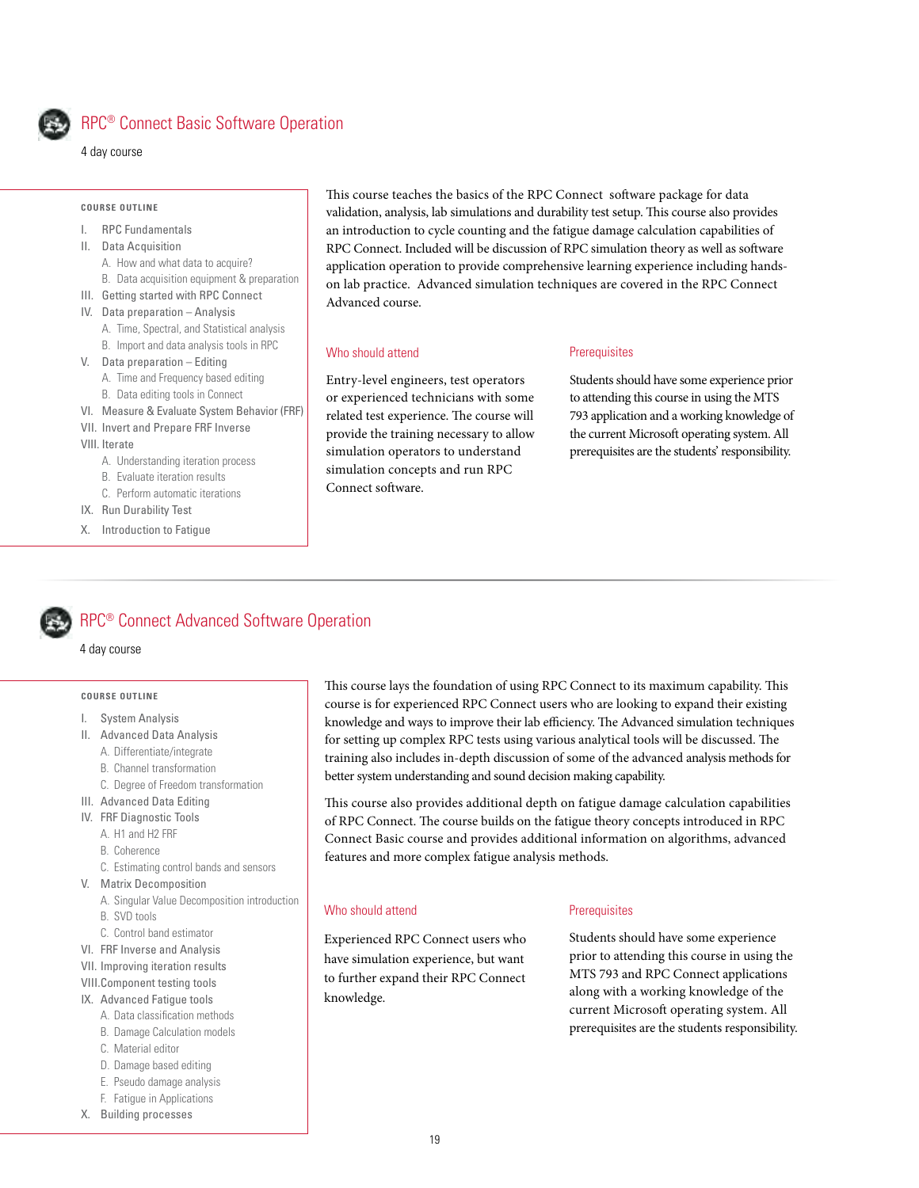## RPC® Connect Basic Software Operation

4 day course

**COURSE OUTLINE**

I. RPC Fundamentals
II. Data Acquisition
   A. How and what data to acquire?
   B. Data acquisition equipment & preparation
III. Getting started with RPC Connect
IV. Data preparation – Analysis
   A. Time, Spectral, and Statistical analysis
   B. Import and data analysis tools in RPC
V. Data preparation – Editing
   A. Time and Frequency based editing
   B. Data editing tools in Connect
VI. Measure & Evaluate System Behavior (FRF)
VII. Invert and Prepare FRF Inverse
VIII. Iterate
   A. Understanding iteration process
   B. Evaluate iteration results
   C. Perform automatic iterations
IX. Run Durability Test
X. Introduction to Fatigue

This course teaches the basics of the RPC Connect software package for data validation, analysis, lab simulations and durability test setup. This course also provides an introduction to cycle counting and the fatigue damage calculation capabilities of RPC Connect. Included will be discussion of RPC simulation theory as well as software application operation to provide comprehensive learning experience including hands-on lab practice. Advanced simulation techniques are covered in the RPC Connect Advanced course.

### Who should attend

Entry-level engineers, test operators or experienced technicians with some related test experience. The course will provide the training necessary to allow simulation operators to understand simulation concepts and run RPC Connect software.

### Prerequisites

Students should have some experience prior to attending this course in using the MTS 793 application and a working knowledge of the current Microsoft operating system. All prerequisites are the students' responsibility.

## RPC® Connect Advanced Software Operation

4 day course

**COURSE OUTLINE**

I. System Analysis
II. Advanced Data Analysis
   A. Differentiate/integrate
   B. Channel transformation
   C. Degree of Freedom transformation
III. Advanced Data Editing
IV. FRF Diagnostic Tools
   A. H1 and H2 FRF
   B. Coherence
   C. Estimating control bands and sensors
V. Matrix Decomposition
   A. Singular Value Decomposition introduction
   B. SVD tools
   C. Control band estimator
VI. FRF Inverse and Analysis
VII. Improving iteration results
VIII. Component testing tools
IX. Advanced Fatigue tools
   A. Data classification methods
   B. Damage Calculation models
   C. Material editor
   D. Damage based editing
   E. Pseudo damage analysis
   F. Fatigue in Applications
X. Building processes

This course lays the foundation of using RPC Connect to its maximum capability. This course is for experienced RPC Connect users who are looking to expand their existing knowledge and ways to improve their lab efficiency. The Advanced simulation techniques for setting up complex RPC tests using various analytical tools will be discussed. The training also includes in-depth discussion of some of the advanced analysis methods for better system understanding and sound decision making capability.

This course also provides additional depth on fatigue damage calculation capabilities of RPC Connect. The course builds on the fatigue theory concepts introduced in RPC Connect Basic course and provides additional information on algorithms, advanced features and more complex fatigue analysis methods.

### Who should attend

Experienced RPC Connect users who have simulation experience, but want to further expand their RPC Connect knowledge.

### Prerequisites

Students should have some experience prior to attending this course in using the MTS 793 and RPC Connect applications along with a working knowledge of the current Microsoft operating system. All prerequisites are the students responsibility.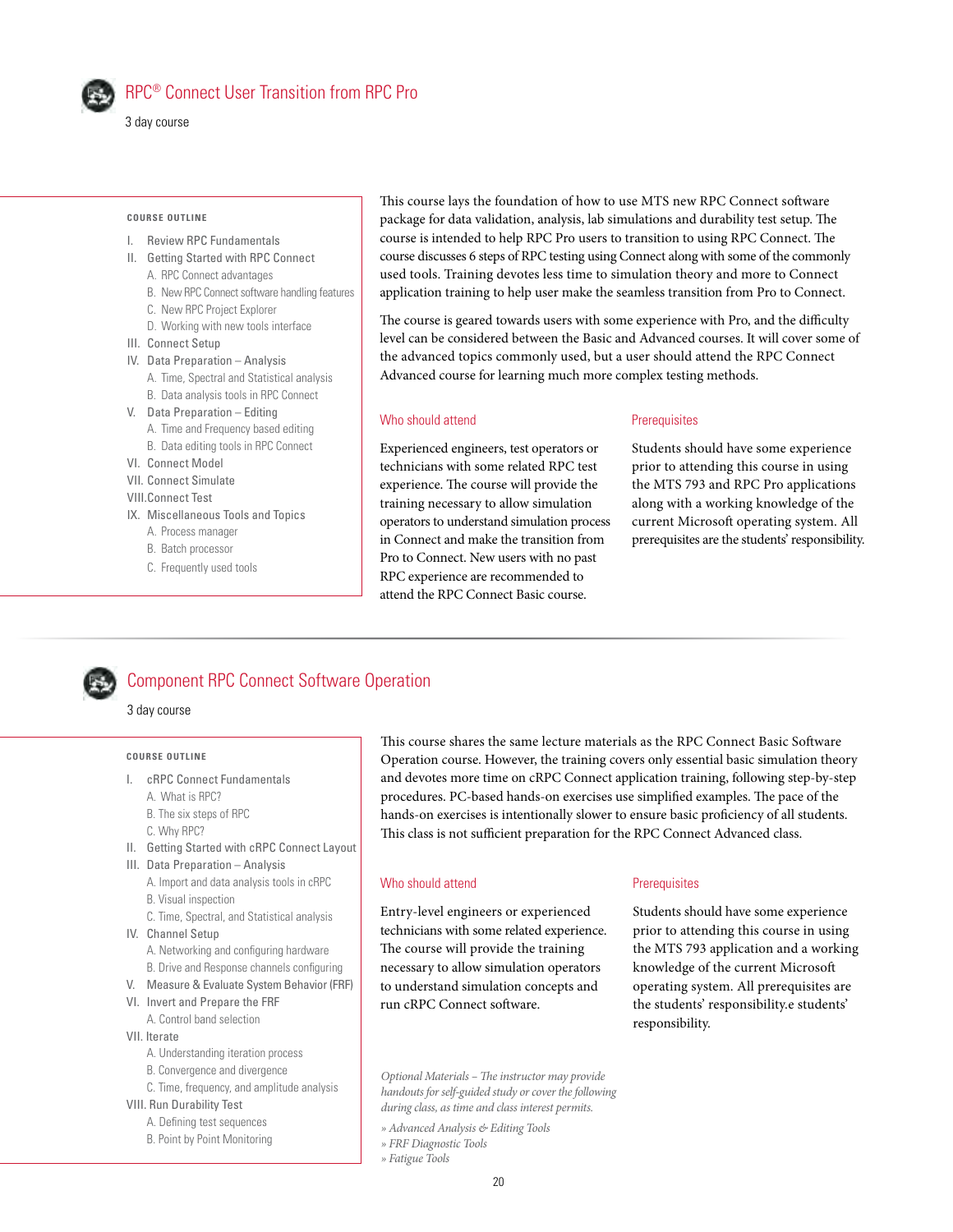## RPC® Connect User Transition from RPC Pro

3 day course

**COURSE OUTLINE**

I. Review RPC Fundamentals
II. Getting Started with RPC Connect
   A. RPC Connect advantages
   B. New RPC Connect software handling features
   C. New RPC Project Explorer
   D. Working with new tools interface
III. Connect Setup
IV. Data Preparation – Analysis
   A. Time, Spectral and Statistical analysis
   B. Data analysis tools in RPC Connect
V. Data Preparation – Editing
   A. Time and Frequency based editing
   B. Data editing tools in RPC Connect
VI. Connect Model
VII. Connect Simulate
VIII. Connect Test
IX. Miscellaneous Tools and Topics
   A. Process manager
   B. Batch processor
   C. Frequently used tools

This course lays the foundation of how to use MTS new RPC Connect software package for data validation, analysis, lab simulations and durability test setup. The course is intended to help RPC Pro users to transition to using RPC Connect. The course discusses 6 steps of RPC testing using Connect along with some of the commonly used tools. Training devotes less time to simulation theory and more to Connect application training to help user make the seamless transition from Pro to Connect.

The course is geared towards users with some experience with Pro, and the difficulty level can be considered between the Basic and Advanced courses. It will cover some of the advanced topics commonly used, but a user should attend the RPC Connect Advanced course for learning much more complex testing methods.

### Who should attend

Experienced engineers, test operators or technicians with some related RPC test experience. The course will provide the training necessary to allow simulation operators to understand simulation process in Connect and make the transition from Pro to Connect. New users with no past RPC experience are recommended to attend the RPC Connect Basic course.

### Prerequisites

Students should have some experience prior to attending this course in using the MTS 793 and RPC Pro applications along with a working knowledge of the current Microsoft operating system. All prerequisites are the students' responsibility.

## Component RPC Connect Software Operation

3 day course

**COURSE OUTLINE**

I. cRPC Connect Fundamentals
   A. What is RPC?
   B. The six steps of RPC
   C. Why RPC?
II. Getting Started with cRPC Connect Layout
III. Data Preparation – Analysis
   A. Import and data analysis tools in cRPC
   B. Visual inspection
   C. Time, Spectral, and Statistical analysis
IV. Channel Setup
   A. Networking and configuring hardware
   B. Drive and Response channels configuring
V. Measure & Evaluate System Behavior (FRF)
VI. Invert and Prepare the FRF
   A. Control band selection
VII. Iterate
   A. Understanding iteration process
   B. Convergence and divergence
   C. Time, frequency, and amplitude analysis
VIII. Run Durability Test
   A. Defining test sequences
   B. Point by Point Monitoring

This course shares the same lecture materials as the RPC Connect Basic Software Operation course. However, the training covers only essential basic simulation theory and devotes more time on cRPC Connect application training, following step-by-step procedures. PC-based hands-on exercises use simplified examples. The pace of the hands-on exercises is intentionally slower to ensure basic proficiency of all students. This class is not sufficient preparation for the RPC Connect Advanced class.

### Who should attend

Entry-level engineers or experienced technicians with some related experience. The course will provide the training necessary to allow simulation operators to understand simulation concepts and run cRPC Connect software.

### Prerequisites

Students should have some experience prior to attending this course in using the MTS 793 application and a working knowledge of the current Microsoft operating system. All prerequisites are the students' responsibility.e students' responsibility.

*Optional Materials – The instructor may provide handouts for self-guided study or cover the following during class, as time and class interest permits.*

- *Advanced Analysis & Editing Tools*
- *FRF Diagnostic Tools*
- *Fatigue Tools*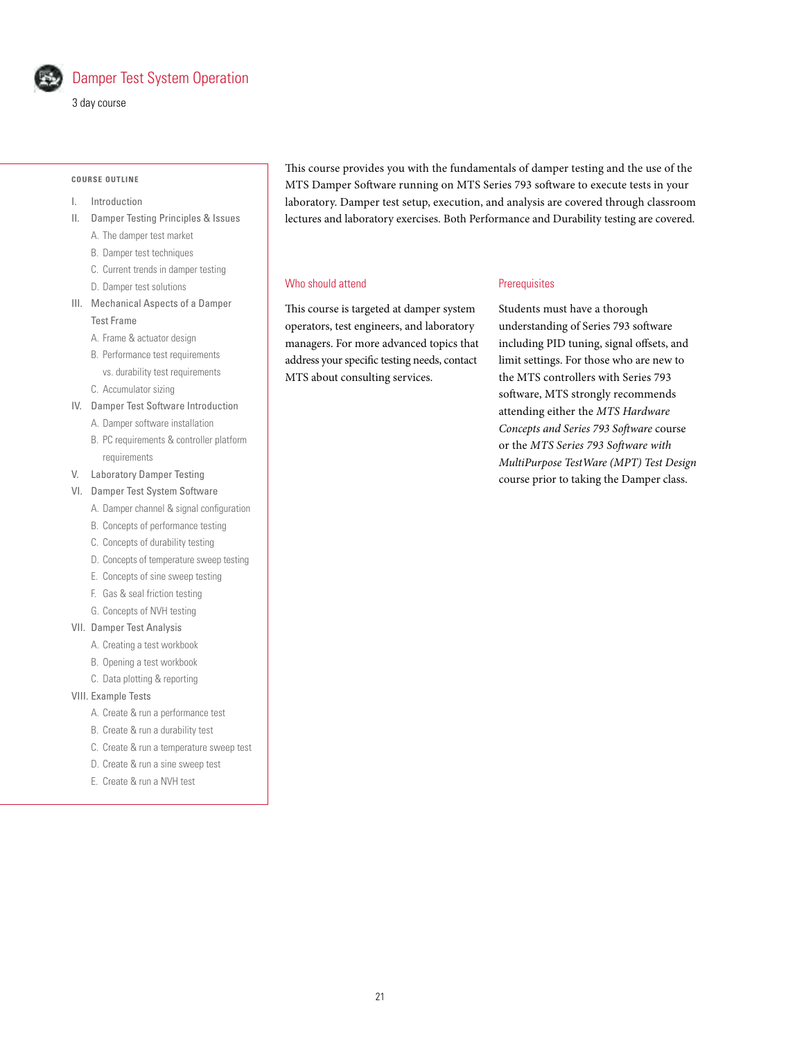# Damper Test System Operation

3 day course

This course provides you with the fundamentals of damper testing and the use of the MTS Damper Software running on MTS Series 793 software to execute tests in your laboratory. Damper test setup, execution, and analysis are covered through classroom lectures and laboratory exercises. Both Performance and Durability testing are covered.

## Who should attend

This course is targeted at damper system operators, test engineers, and laboratory managers. For more advanced topics that address your specific testing needs, contact MTS about consulting services.

## Prerequisites

Students must have a thorough understanding of Series 793 software including PID tuning, signal offsets, and limit settings. For those who are new to the MTS controllers with Series 793 software, MTS strongly recommends attending either the *MTS Hardware Concepts and Series 793 Software* course or the *MTS Series 793 Software with MultiPurpose TestWare (MPT) Test Design* course prior to taking the Damper class.

## COURSE OUTLINE

I. Introduction

II. Damper Testing Principles & Issues
- A. The damper test market
- B. Damper test techniques
- C. Current trends in damper testing
- D. Damper test solutions

III. Mechanical Aspects of a Damper Test Frame
- A. Frame & actuator design
- B. Performance test requirements vs. durability test requirements
- C. Accumulator sizing

IV. Damper Test Software Introduction
- A. Damper software installation
- B. PC requirements & controller platform requirements

V. Laboratory Damper Testing

VI. Damper Test System Software
- A. Damper channel & signal configuration
- B. Concepts of performance testing
- C. Concepts of durability testing
- D. Concepts of temperature sweep testing
- E. Concepts of sine sweep testing
- F. Gas & seal friction testing
- G. Concepts of NVH testing

VII. Damper Test Analysis
- A. Creating a test workbook
- B. Opening a test workbook
- C. Data plotting & reporting

VIII. Example Tests
- A. Create & run a performance test
- B. Create & run a durability test
- C. Create & run a temperature sweep test
- D. Create & run a sine sweep test
- E. Create & run a NVH test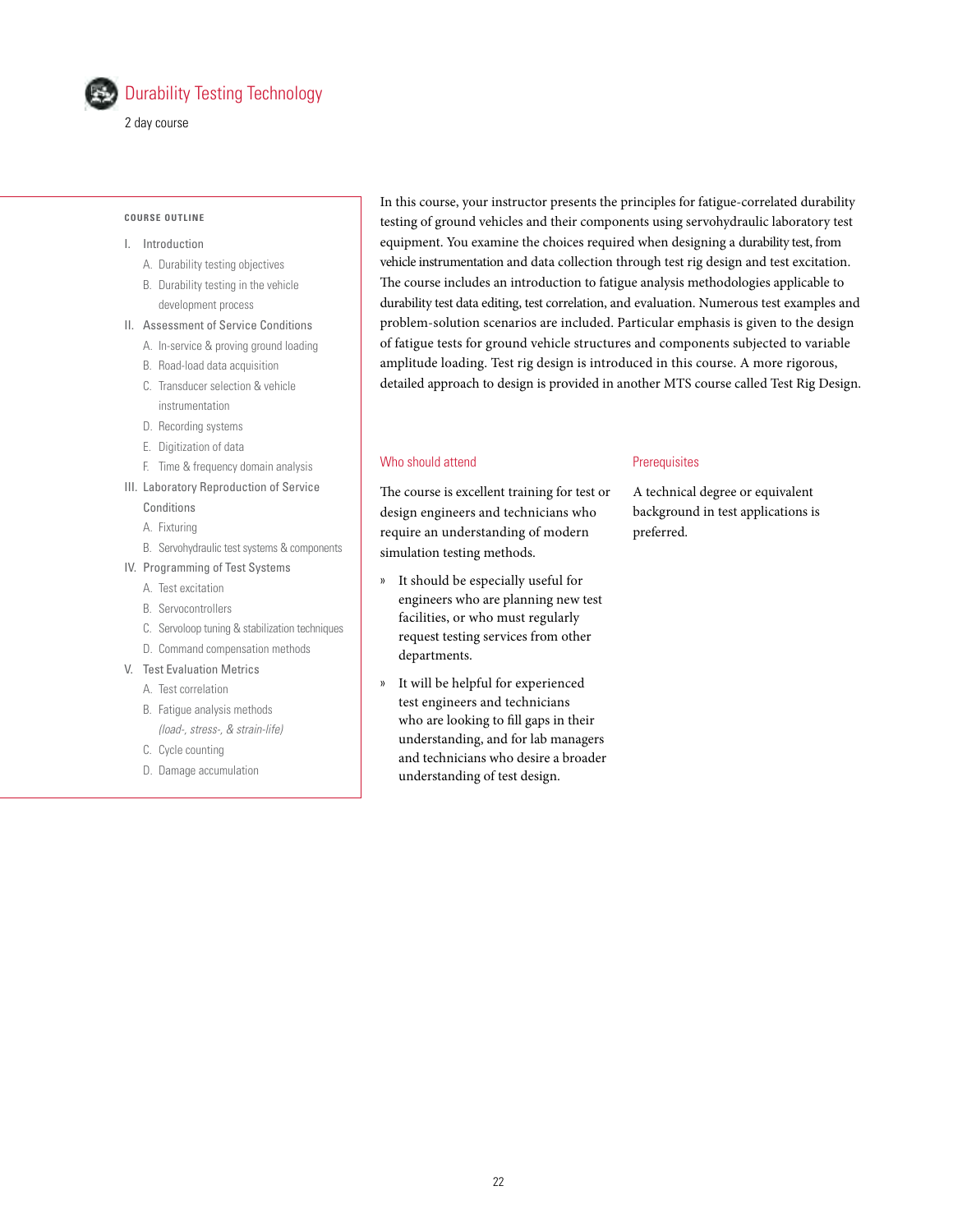# Durability Testing Technology

2 day course

**COURSE OUTLINE**

I. Introduction
   A. Durability testing objectives
   B. Durability testing in the vehicle development process

II. Assessment of Service Conditions
   A. In-service & proving ground loading
   B. Road-load data acquisition
   C. Transducer selection & vehicle instrumentation
   D. Recording systems
   E. Digitization of data
   F. Time & frequency domain analysis

III. Laboratory Reproduction of Service Conditions
   A. Fixturing
   B. Servohydraulic test systems & components

IV. Programming of Test Systems
   A. Test excitation
   B. Servocontrollers
   C. Servoloop tuning & stabilization techniques
   D. Command compensation methods

V. Test Evaluation Metrics
   A. Test correlation
   B. Fatigue analysis methods *(load-, stress-, & strain-life)*
   C. Cycle counting
   D. Damage accumulation

In this course, your instructor presents the principles for fatigue-correlated durability testing of ground vehicles and their components using servohydraulic laboratory test equipment. You examine the choices required when designing a durability test, from vehicle instrumentation and data collection through test rig design and test excitation. The course includes an introduction to fatigue analysis methodologies applicable to durability test data editing, test correlation, and evaluation. Numerous test examples and problem-solution scenarios are included. Particular emphasis is given to the design of fatigue tests for ground vehicle structures and components subjected to variable amplitude loading. Test rig design is introduced in this course. A more rigorous, detailed approach to design is provided in another MTS course called Test Rig Design.

## Who should attend

The course is excellent training for test or design engineers and technicians who require an understanding of modern simulation testing methods.

- It should be especially useful for engineers who are planning new test facilities, or who must regularly request testing services from other departments.
- It will be helpful for experienced test engineers and technicians who are looking to fill gaps in their understanding, and for lab managers and technicians who desire a broader understanding of test design.

## Prerequisites

A technical degree or equivalent background in test applications is preferred.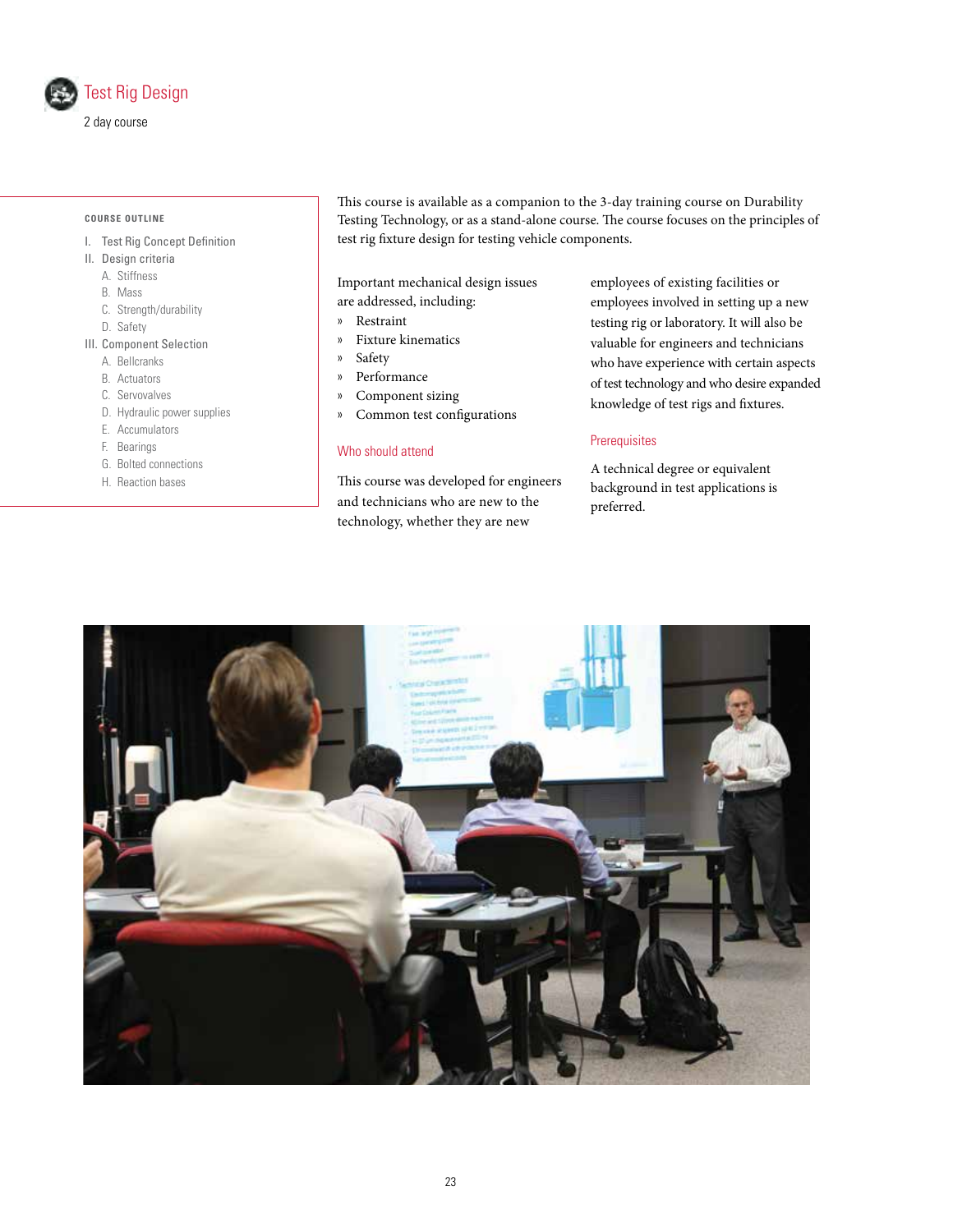# Test Rig Design

2 day course

**COURSE OUTLINE**

I. Test Rig Concept Definition

II. Design criteria
   - A. Stiffness
   - B. Mass
   - C. Strength/durability
   - D. Safety

III. Component Selection
   - A. Bellcranks
   - B. Actuators
   - C. Servovalves
   - D. Hydraulic power supplies
   - E. Accumulators
   - F. Bearings
   - G. Bolted connections
   - H. Reaction bases

This course is available as a companion to the 3-day training course on Durability Testing Technology, or as a stand-alone course. The course focuses on the principles of test rig fixture design for testing vehicle components.

Important mechanical design issues are addressed, including:

» Restraint
» Fixture kinematics
» Safety
» Performance
» Component sizing
» Common test configurations

## Who should attend

This course was developed for engineers and technicians who are new to the technology, whether they are new employees of existing facilities or employees involved in setting up a new testing rig or laboratory. It will also be valuable for engineers and technicians who have experience with certain aspects of test technology and who desire expanded knowledge of test rigs and fixtures.

## Prerequisites

A technical degree or equivalent background in test applications is preferred.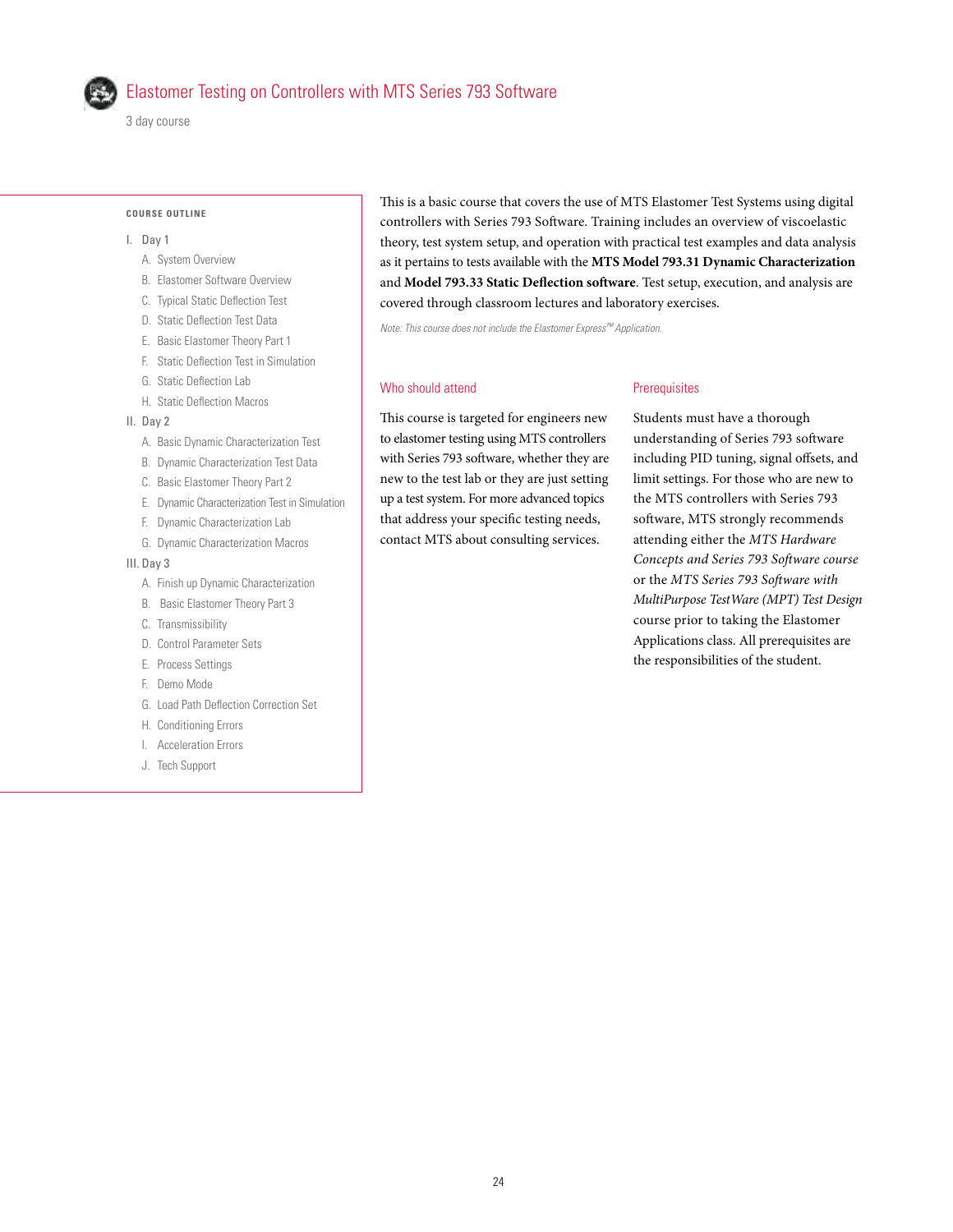# Elastomer Testing on Controllers with MTS Series 793 Software

3 day course

**COURSE OUTLINE**

I. Day 1
   - A. System Overview
   - B. Elastomer Software Overview
   - C. Typical Static Deflection Test
   - D. Static Deflection Test Data
   - E. Basic Elastomer Theory Part 1
   - F. Static Deflection Test in Simulation
   - G. Static Deflection Lab
   - H. Static Deflection Macros

II. Day 2
   - A. Basic Dynamic Characterization Test
   - B. Dynamic Characterization Test Data
   - C. Basic Elastomer Theory Part 2
   - E. Dynamic Characterization Test in Simulation
   - F. Dynamic Characterization Lab
   - G. Dynamic Characterization Macros

III. Day 3
   - A. Finish up Dynamic Characterization
   - B. Basic Elastomer Theory Part 3
   - C. Transmissibility
   - D. Control Parameter Sets
   - E. Process Settings
   - F. Demo Mode
   - G. Load Path Deflection Correction Set
   - H. Conditioning Errors
   - I. Acceleration Errors
   - J. Tech Support

This is a basic course that covers the use of MTS Elastomer Test Systems using digital controllers with Series 793 Software. Training includes an overview of viscoelastic theory, test system setup, and operation with practical test examples and data analysis as it pertains to tests available with the **MTS Model 793.31 Dynamic Characterization** and **Model 793.33 Static Deflection software**. Test setup, execution, and analysis are covered through classroom lectures and laboratory exercises.

*Note: This course does not include the Elastomer Express™ Application.*

## Who should attend

This course is targeted for engineers new to elastomer testing using MTS controllers with Series 793 software, whether they are new to the test lab or they are just setting up a test system. For more advanced topics that address your specific testing needs, contact MTS about consulting services.

## Prerequisites

Students must have a thorough understanding of Series 793 software including PID tuning, signal offsets, and limit settings. For those who are new to the MTS controllers with Series 793 software, MTS strongly recommends attending either the *MTS Hardware Concepts and Series 793 Software course* or the *MTS Series 793 Software with MultiPurpose TestWare (MPT) Test Design* course prior to taking the Elastomer Applications class. All prerequisites are the responsibilities of the student.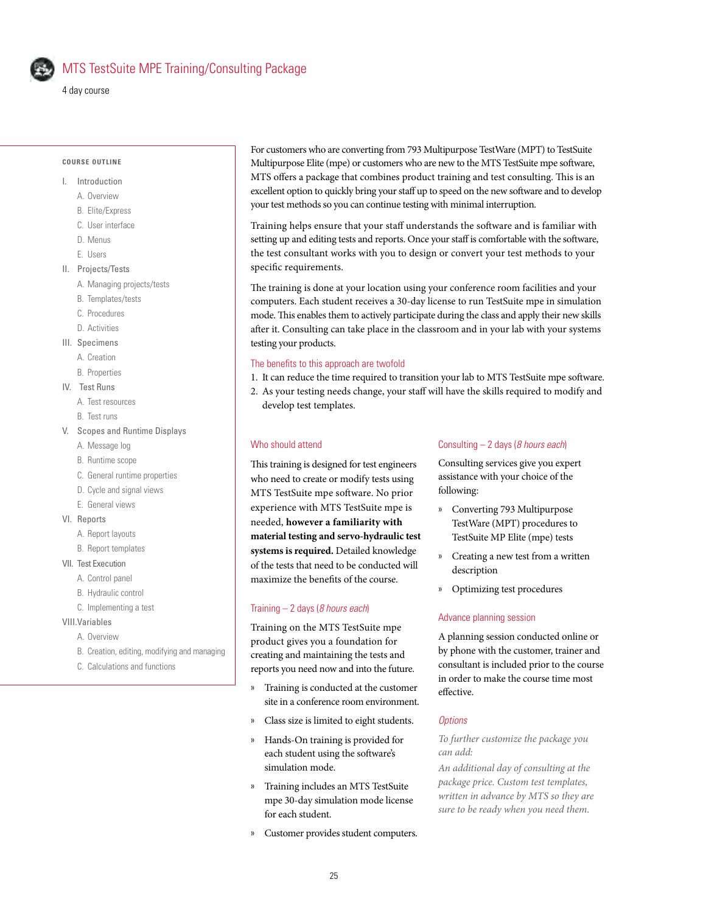# MTS TestSuite MPE Training/Consulting Package

4 day course

**COURSE OUTLINE**

I. Introduction
   - A. Overview
   - B. Elite/Express
   - C. User interface
   - D. Menus
   - E. Users

II. Projects/Tests
   - A. Managing projects/tests
   - B. Templates/tests
   - C. Procedures
   - D. Activities

III. Specimens
   - A. Creation
   - B. Properties

IV. Test Runs
   - A. Test resources
   - B. Test runs

V. Scopes and Runtime Displays
   - A. Message log
   - B. Runtime scope
   - C. General runtime properties
   - D. Cycle and signal views
   - E. General views

VI. Reports
   - A. Report layouts
   - B. Report templates

VII. Test Execution
   - A. Control panel
   - B. Hydraulic control
   - C. Implementing a test

VIII. Variables
   - A. Overview
   - B. Creation, editing, modifying and managing
   - C. Calculations and functions

For customers who are converting from 793 Multipurpose TestWare (MPT) to TestSuite Multipurpose Elite (mpe) or customers who are new to the MTS TestSuite mpe software, MTS offers a package that combines product training and test consulting. This is an excellent option to quickly bring your staff up to speed on the new software and to develop your test methods so you can continue testing with minimal interruption.

Training helps ensure that your staff understands the software and is familiar with setting up and editing tests and reports. Once your staff is comfortable with the software, the test consultant works with you to design or convert your test methods to your specific requirements.

The training is done at your location using your conference room facilities and your computers. Each student receives a 30-day license to run TestSuite mpe in simulation mode. This enables them to actively participate during the class and apply their new skills after it. Consulting can take place in the classroom and in your lab with your systems testing your products.

## The benefits to this approach are twofold

1. It can reduce the time required to transition your lab to MTS TestSuite mpe software.
2. As your testing needs change, your staff will have the skills required to modify and develop test templates.

## Who should attend

This training is designed for test engineers who need to create or modify tests using MTS TestSuite mpe software. No prior experience with MTS TestSuite mpe is needed, **however a familiarity with material testing and servo-hydraulic test systems is required.** Detailed knowledge of the tests that need to be conducted will maximize the benefits of the course.

## Training – 2 days (*8 hours each*)

Training on the MTS TestSuite mpe product gives you a foundation for creating and maintaining the tests and reports you need now and into the future.

- Training is conducted at the customer site in a conference room environment.
- Class size is limited to eight students.
- Hands-On training is provided for each student using the software's simulation mode.
- Training includes an MTS TestSuite mpe 30-day simulation mode license for each student.
- Customer provides student computers.

## Consulting – 2 days (*8 hours each*)

Consulting services give you expert assistance with your choice of the following:

- Converting 793 Multipurpose TestWare (MPT) procedures to TestSuite MP Elite (mpe) tests
- Creating a new test from a written description
- Optimizing test procedures

## Advance planning session

A planning session conducted online or by phone with the customer, trainer and consultant is included prior to the course in order to make the course time most effective.

## *Options*

*To further customize the package you can add:*

*An additional day of consulting at the package price. Custom test templates, written in advance by MTS so they are sure to be ready when you need them.*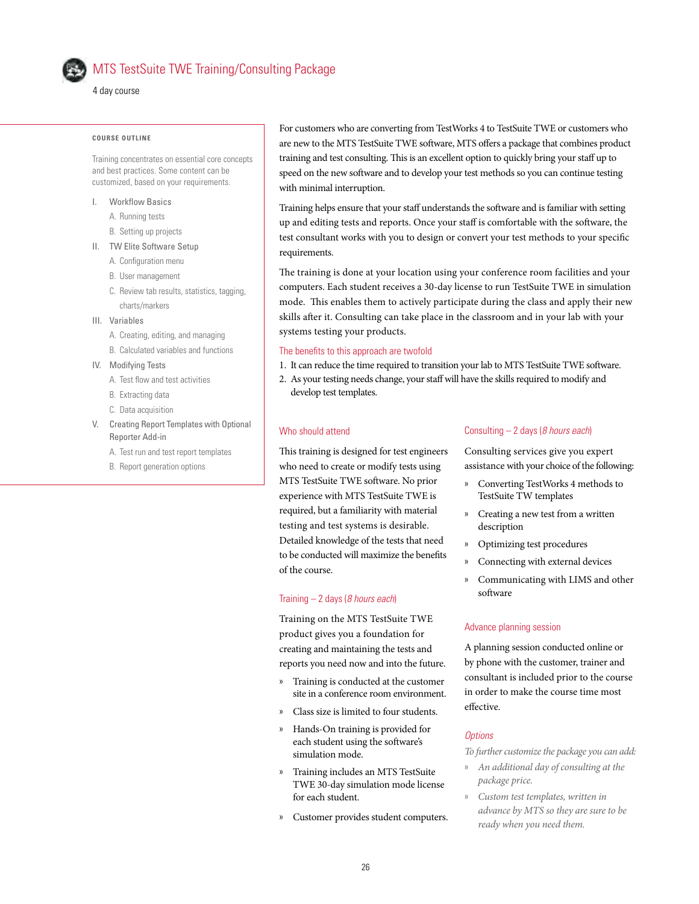# MTS TestSuite TWE Training/Consulting Package

4 day course

**COURSE OUTLINE**

Training concentrates on essential core concepts and best practices. Some content can be customized, based on your requirements.

I. Workflow Basics
   - A. Running tests
   - B. Setting up projects

II. TW Elite Software Setup
   - A. Configuration menu
   - B. User management
   - C. Review tab results, statistics, tagging, charts/markers

III. Variables
   - A. Creating, editing, and managing
   - B. Calculated variables and functions

IV. Modifying Tests
   - A. Test flow and test activities
   - B. Extracting data
   - C. Data acquisition

V. Creating Report Templates with Optional Reporter Add-in
   - A. Test run and test report templates
   - B. Report generation options

For customers who are converting from TestWorks 4 to TestSuite TWE or customers who are new to the MTS TestSuite TWE software, MTS offers a package that combines product training and test consulting. This is an excellent option to quickly bring your staff up to speed on the new software and to develop your test methods so you can continue testing with minimal interruption.

Training helps ensure that your staff understands the software and is familiar with setting up and editing tests and reports. Once your staff is comfortable with the software, the test consultant works with you to design or convert your test methods to your specific requirements.

The training is done at your location using your conference room facilities and your computers. Each student receives a 30-day license to run TestSuite TWE in simulation mode. This enables them to actively participate during the class and apply their new skills after it. Consulting can take place in the classroom and in your lab with your systems testing your products.

## The benefits to this approach are twofold

1. It can reduce the time required to transition your lab to MTS TestSuite TWE software.
2. As your testing needs change, your staff will have the skills required to modify and develop test templates.

## Who should attend

This training is designed for test engineers who need to create or modify tests using MTS TestSuite TWE software. No prior experience with MTS TestSuite TWE is required, but a familiarity with material testing and test systems is desirable. Detailed knowledge of the tests that need to be conducted will maximize the benefits of the course.

## Training – 2 days (*8 hours each*)

Training on the MTS TestSuite TWE product gives you a foundation for creating and maintaining the tests and reports you need now and into the future.

- Training is conducted at the customer site in a conference room environment.
- Class size is limited to four students.
- Hands-On training is provided for each student using the software's simulation mode.
- Training includes an MTS TestSuite TWE 30-day simulation mode license for each student.
- Customer provides student computers.

## Consulting – 2 days (*8 hours each*)

Consulting services give you expert assistance with your choice of the following:

- Converting TestWorks 4 methods to TestSuite TW templates
- Creating a new test from a written description
- Optimizing test procedures
- Connecting with external devices
- Communicating with LIMS and other software

## Advance planning session

A planning session conducted online or by phone with the customer, trainer and consultant is included prior to the course in order to make the course time most effective.

## *Options*

*To further customize the package you can add:*

- *An additional day of consulting at the package price.*
- *Custom test templates, written in advance by MTS so they are sure to be ready when you need them.*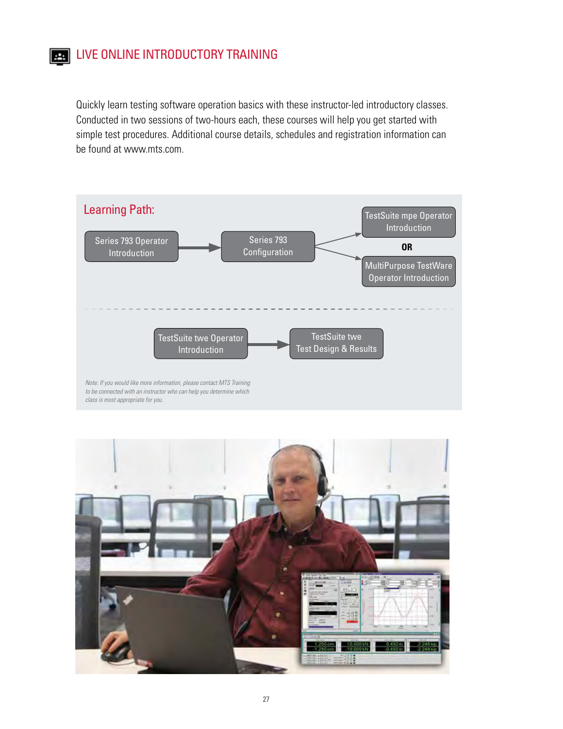# LIVE ONLINE INTRODUCTORY TRAINING

Quickly learn testing software operation basics with these instructor-led introductory classes. Conducted in two sessions of two-hours each, these courses will help you get started with simple test procedures. Additional course details, schedules and registration information can be found at www.mts.com.

## Learning Path:

Series 793 Operator Introduction → Series 793 Configuration → TestSuite mpe Operator Introduction **OR** MultiPurpose TestWare Operator Introduction

TestSuite twe Operator Introduction → TestSuite twe Test Design & Results

*Note: If you would like more information, please contact MTS Training to be connected with an instructor who can help you determine which class is most appropriate for you.*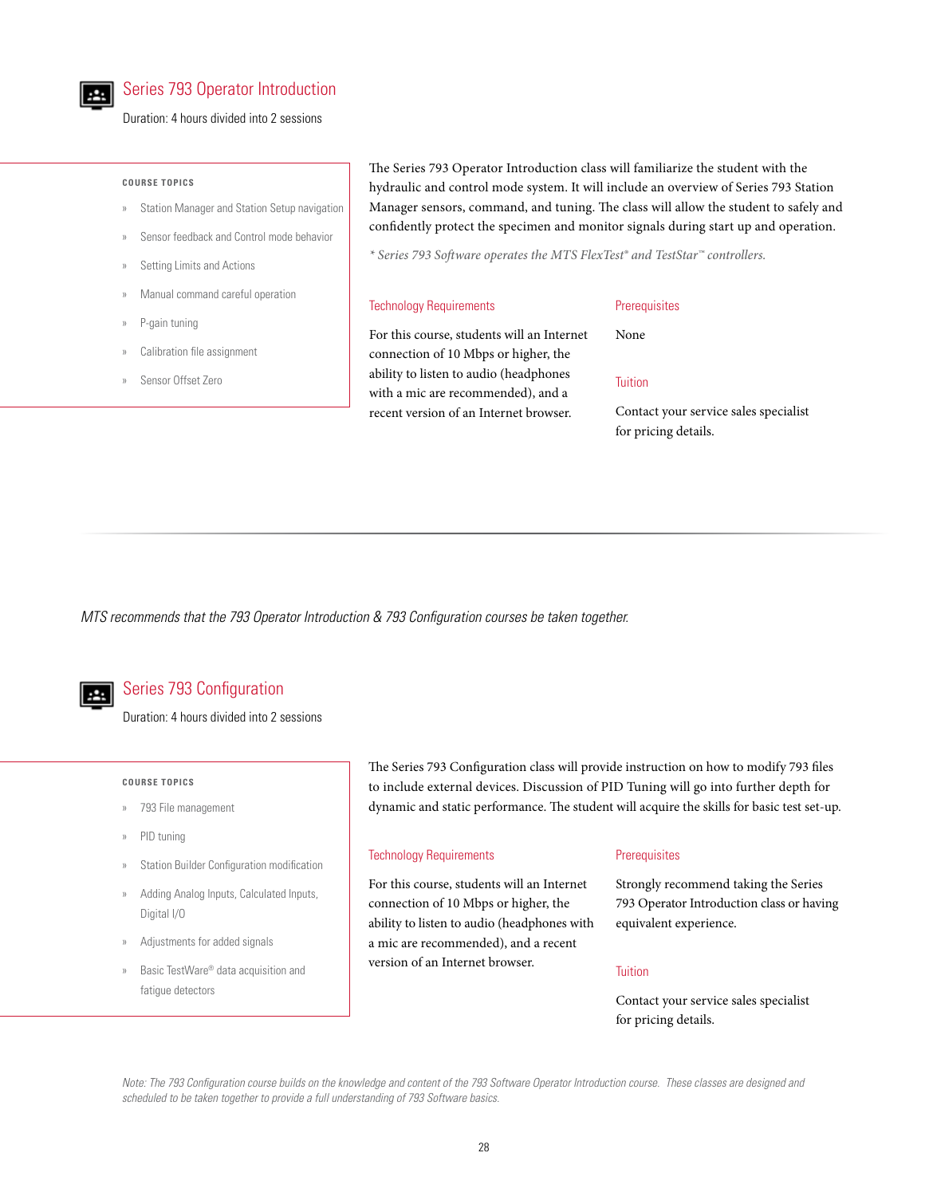## Series 793 Operator Introduction

Duration: 4 hours divided into 2 sessions

**COURSE TOPICS**

- Station Manager and Station Setup navigation
- Sensor feedback and Control mode behavior
- Setting Limits and Actions
- Manual command careful operation
- P-gain tuning
- Calibration file assignment
- Sensor Offset Zero

The Series 793 Operator Introduction class will familiarize the student with the hydraulic and control mode system. It will include an overview of Series 793 Station Manager sensors, command, and tuning. The class will allow the student to safely and confidently protect the specimen and monitor signals during start up and operation.

*\* Series 793 Software operates the MTS FlexTest® and TestStar™ controllers.*

### Technology Requirements

For this course, students will an Internet connection of 10 Mbps or higher, the ability to listen to audio (headphones with a mic are recommended), and a recent version of an Internet browser.

### Prerequisites

None

### Tuition

Contact your service sales specialist for pricing details.

---

*MTS recommends that the 793 Operator Introduction & 793 Configuration courses be taken together.*

## Series 793 Configuration

Duration: 4 hours divided into 2 sessions

**COURSE TOPICS**

- 793 File management
- PID tuning
- Station Builder Configuration modification
- Adding Analog Inputs, Calculated Inputs, Digital I/O
- Adjustments for added signals
- Basic TestWare® data acquisition and fatigue detectors

The Series 793 Configuration class will provide instruction on how to modify 793 files to include external devices. Discussion of PID Tuning will go into further depth for dynamic and static performance. The student will acquire the skills for basic test set-up.

### Technology Requirements

For this course, students will an Internet connection of 10 Mbps or higher, the ability to listen to audio (headphones with a mic are recommended), and a recent version of an Internet browser.

### Prerequisites

Strongly recommend taking the Series 793 Operator Introduction class or having equivalent experience.

### Tuition

Contact your service sales specialist for pricing details.

*Note: The 793 Configuration course builds on the knowledge and content of the 793 Software Operator Introduction course. These classes are designed and scheduled to be taken together to provide a full understanding of 793 Software basics.*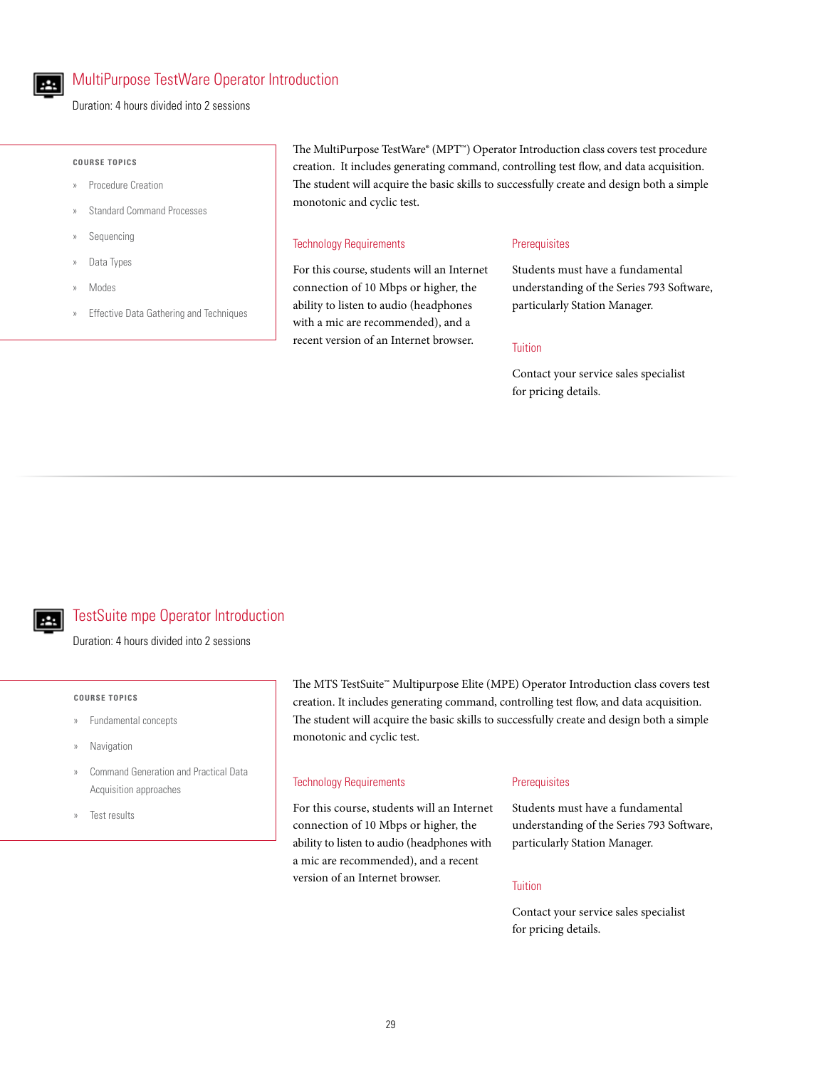## MultiPurpose TestWare Operator Introduction

Duration: 4 hours divided into 2 sessions

**COURSE TOPICS**

- Procedure Creation
- Standard Command Processes
- Sequencing
- Data Types
- Modes
- Effective Data Gathering and Techniques

The MultiPurpose TestWare® (MPT™) Operator Introduction class covers test procedure creation. It includes generating command, controlling test flow, and data acquisition. The student will acquire the basic skills to successfully create and design both a simple monotonic and cyclic test.

### Technology Requirements

For this course, students will an Internet connection of 10 Mbps or higher, the ability to listen to audio (headphones with a mic are recommended), and a recent version of an Internet browser.

### Prerequisites

Students must have a fundamental understanding of the Series 793 Software, particularly Station Manager.

### Tuition

Contact your service sales specialist for pricing details.

## TestSuite mpe Operator Introduction

Duration: 4 hours divided into 2 sessions

**COURSE TOPICS**

- Fundamental concepts
- Navigation
- Command Generation and Practical Data Acquisition approaches
- Test results

The MTS TestSuite™ Multipurpose Elite (MPE) Operator Introduction class covers test creation. It includes generating command, controlling test flow, and data acquisition. The student will acquire the basic skills to successfully create and design both a simple monotonic and cyclic test.

### Technology Requirements

For this course, students will an Internet connection of 10 Mbps or higher, the ability to listen to audio (headphones with a mic are recommended), and a recent version of an Internet browser.

### Prerequisites

Students must have a fundamental understanding of the Series 793 Software, particularly Station Manager.

### Tuition

Contact your service sales specialist for pricing details.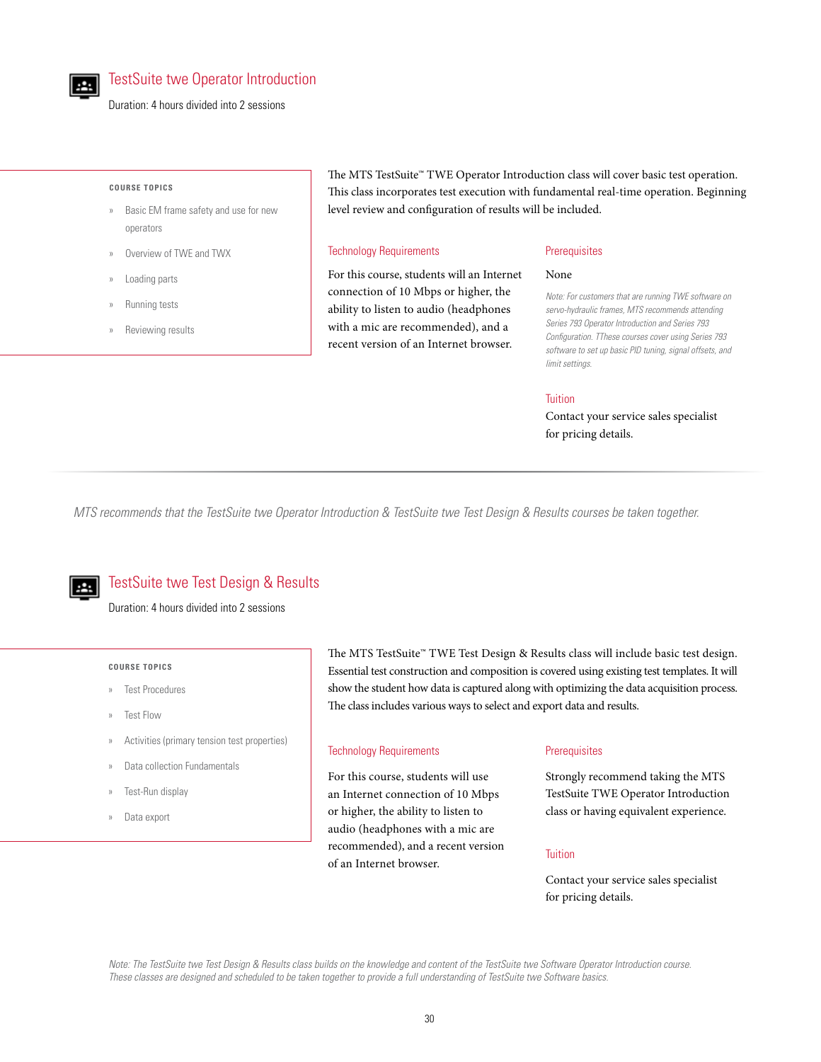## TestSuite twe Operator Introduction

Duration: 4 hours divided into 2 sessions

**COURSE TOPICS**

- Basic EM frame safety and use for new operators
- Overview of TWE and TWX
- Loading parts
- Running tests
- Reviewing results

The MTS TestSuite™ TWE Operator Introduction class will cover basic test operation. This class incorporates test execution with fundamental real-time operation. Beginning level review and configuration of results will be included.

### Technology Requirements

For this course, students will an Internet connection of 10 Mbps or higher, the ability to listen to audio (headphones with a mic are recommended), and a recent version of an Internet browser.

### Prerequisites

None

*Note: For customers that are running TWE software on servo-hydraulic frames, MTS recommends attending Series 793 Operator Introduction and Series 793 Configuration. TThese courses cover using Series 793 software to set up basic PID tuning, signal offsets, and limit settings.*

### Tuition

Contact your service sales specialist for pricing details.

---

*MTS recommends that the TestSuite twe Operator Introduction & TestSuite twe Test Design & Results courses be taken together.*

## TestSuite twe Test Design & Results

Duration: 4 hours divided into 2 sessions

**COURSE TOPICS**

- Test Procedures
- Test Flow
- Activities (primary tension test properties)
- Data collection Fundamentals
- Test-Run display
- Data export

The MTS TestSuite™ TWE Test Design & Results class will include basic test design. Essential test construction and composition is covered using existing test templates. It will show the student how data is captured along with optimizing the data acquisition process. The class includes various ways to select and export data and results.

### Technology Requirements

For this course, students will use an Internet connection of 10 Mbps or higher, the ability to listen to audio (headphones with a mic are recommended), and a recent version of an Internet browser.

### Prerequisites

Strongly recommend taking the MTS TestSuite TWE Operator Introduction class or having equivalent experience.

### Tuition

Contact your service sales specialist for pricing details.

*Note: The TestSuite twe Test Design & Results class builds on the knowledge and content of the TestSuite twe Software Operator Introduction course. These classes are designed and scheduled to be taken together to provide a full understanding of TestSuite twe Software basics.*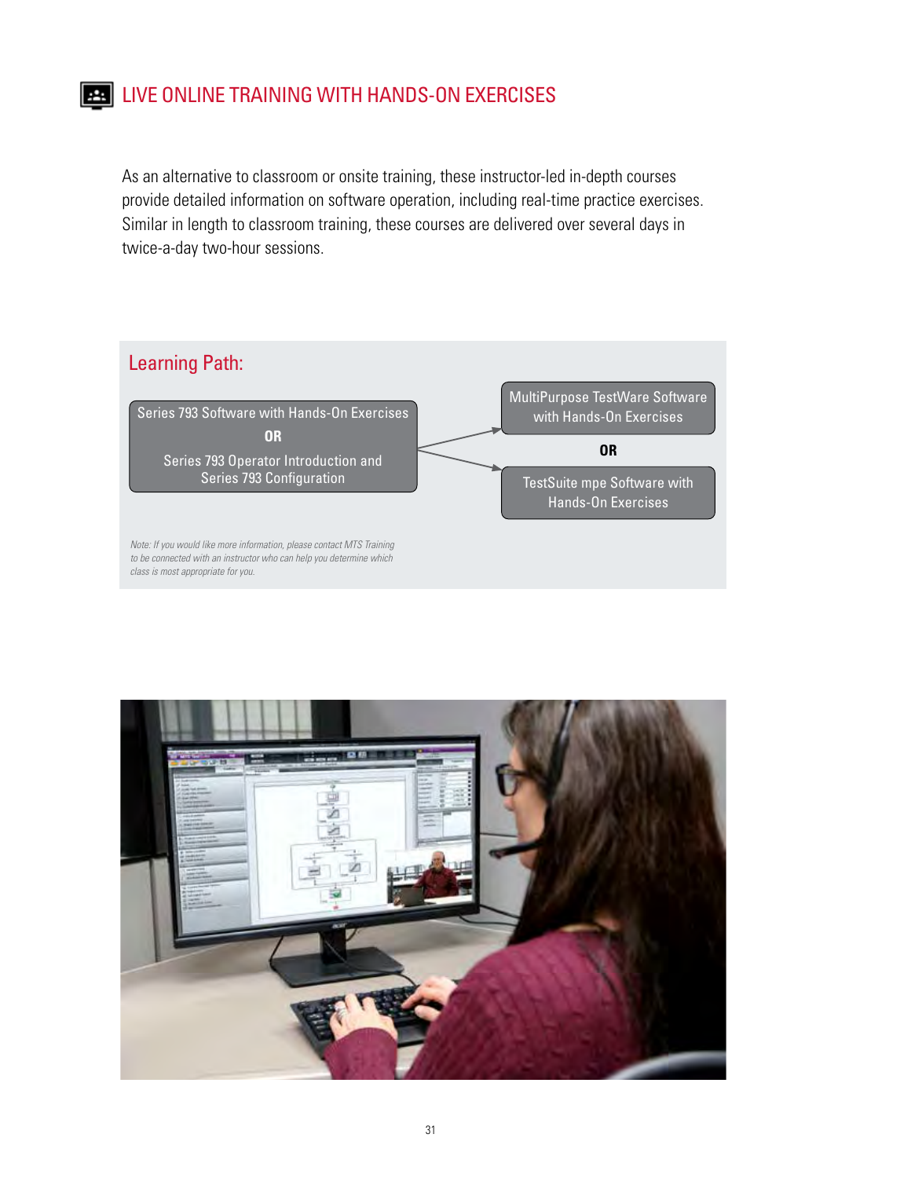# LIVE ONLINE TRAINING WITH HANDS-ON EXERCISES

As an alternative to classroom or onsite training, these instructor-led in-depth courses provide detailed information on software operation, including real-time practice exercises. Similar in length to classroom training, these courses are delivered over several days in twice-a-day two-hour sessions.

## Learning Path:

Series 793 Software with Hands-On Exercises

**OR**

Series 793 Operator Introduction and Series 793 Configuration

→

MultiPurpose TestWare Software with Hands-On Exercises

**OR**

TestSuite mpe Software with Hands-On Exercises

*Note: If you would like more information, please contact MTS Training to be connected with an instructor who can help you determine which class is most appropriate for you.*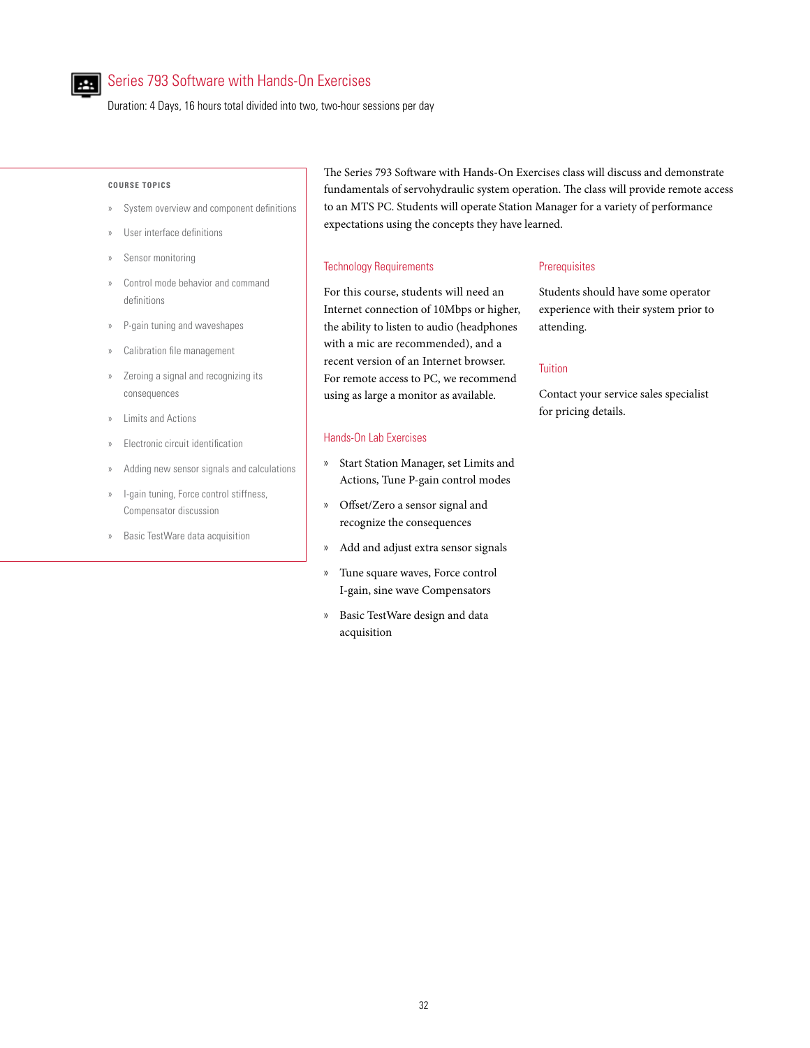# Series 793 Software with Hands-On Exercises

Duration: 4 Days, 16 hours total divided into two, two-hour sessions per day

**COURSE TOPICS**

- System overview and component definitions
- User interface definitions
- Sensor monitoring
- Control mode behavior and command definitions
- P-gain tuning and waveshapes
- Calibration file management
- Zeroing a signal and recognizing its consequences
- Limits and Actions
- Electronic circuit identification
- Adding new sensor signals and calculations
- I-gain tuning, Force control stiffness, Compensator discussion
- Basic TestWare data acquisition

The Series 793 Software with Hands-On Exercises class will discuss and demonstrate fundamentals of servohydraulic system operation. The class will provide remote access to an MTS PC. Students will operate Station Manager for a variety of performance expectations using the concepts they have learned.

## Technology Requirements

For this course, students will need an Internet connection of 10Mbps or higher, the ability to listen to audio (headphones with a mic are recommended), and a recent version of an Internet browser. For remote access to PC, we recommend using as large a monitor as available.

## Hands-On Lab Exercises

- Start Station Manager, set Limits and Actions, Tune P-gain control modes
- Offset/Zero a sensor signal and recognize the consequences
- Add and adjust extra sensor signals
- Tune square waves, Force control I-gain, sine wave Compensators
- Basic TestWare design and data acquisition

## Prerequisites

Students should have some operator experience with their system prior to attending.

## Tuition

Contact your service sales specialist for pricing details.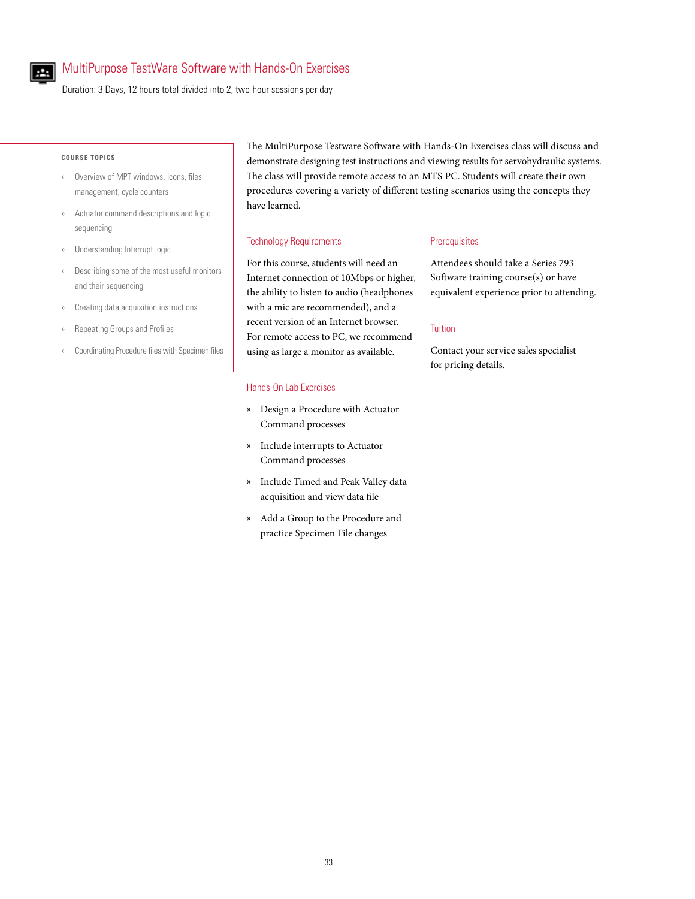## MultiPurpose TestWare Software with Hands-On Exercises

Duration: 3 Days, 12 hours total divided into 2, two-hour sessions per day

**COURSE TOPICS**

- Overview of MPT windows, icons, files management, cycle counters
- Actuator command descriptions and logic sequencing
- Understanding Interrupt logic
- Describing some of the most useful monitors and their sequencing
- Creating data acquisition instructions
- Repeating Groups and Profiles
- Coordinating Procedure files with Specimen files

The MultiPurpose Testware Software with Hands-On Exercises class will discuss and demonstrate designing test instructions and viewing results for servohydraulic systems. The class will provide remote access to an MTS PC. Students will create their own procedures covering a variety of different testing scenarios using the concepts they have learned.

### Technology Requirements

For this course, students will need an Internet connection of 10Mbps or higher, the ability to listen to audio (headphones with a mic are recommended), and a recent version of an Internet browser. For remote access to PC, we recommend using as large a monitor as available.

### Hands-On Lab Exercises

- Design a Procedure with Actuator Command processes
- Include interrupts to Actuator Command processes
- Include Timed and Peak Valley data acquisition and view data file
- Add a Group to the Procedure and practice Specimen File changes

### Prerequisites

Attendees should take a Series 793 Software training course(s) or have equivalent experience prior to attending.

### Tuition

Contact your service sales specialist for pricing details.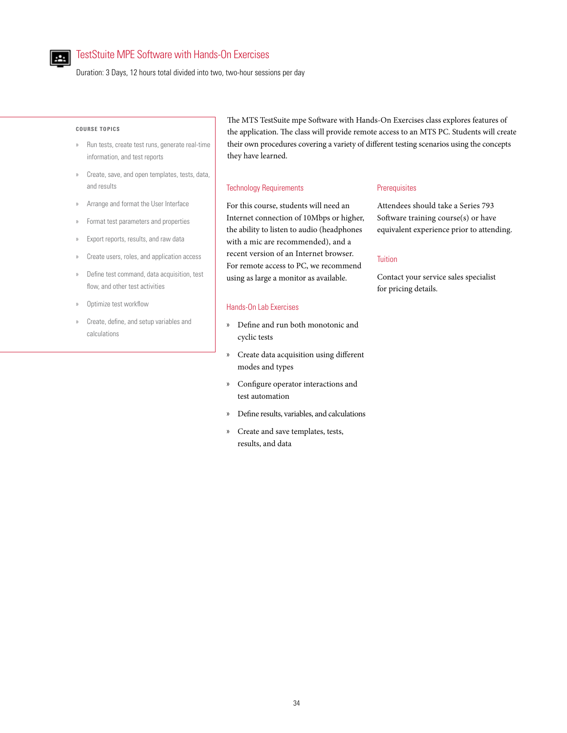# TestStuite MPE Software with Hands-On Exercises

Duration: 3 Days, 12 hours total divided into two, two-hour sessions per day

**COURSE TOPICS**

- Run tests, create test runs, generate real-time information, and test reports
- Create, save, and open templates, tests, data, and results
- Arrange and format the User Interface
- Format test parameters and properties
- Export reports, results, and raw data
- Create users, roles, and application access
- Define test command, data acquisition, test flow, and other test activities
- Optimize test workflow
- Create, define, and setup variables and calculations

The MTS TestSuite mpe Software with Hands-On Exercises class explores features of the application. The class will provide remote access to an MTS PC. Students will create their own procedures covering a variety of different testing scenarios using the concepts they have learned.

## Technology Requirements

For this course, students will need an Internet connection of 10Mbps or higher, the ability to listen to audio (headphones with a mic are recommended), and a recent version of an Internet browser. For remote access to PC, we recommend using as large a monitor as available.

## Hands-On Lab Exercises

- Define and run both monotonic and cyclic tests
- Create data acquisition using different modes and types
- Configure operator interactions and test automation
- Define results, variables, and calculations
- Create and save templates, tests, results, and data

## Prerequisites

Attendees should take a Series 793 Software training course(s) or have equivalent experience prior to attending.

## Tuition

Contact your service sales specialist for pricing details.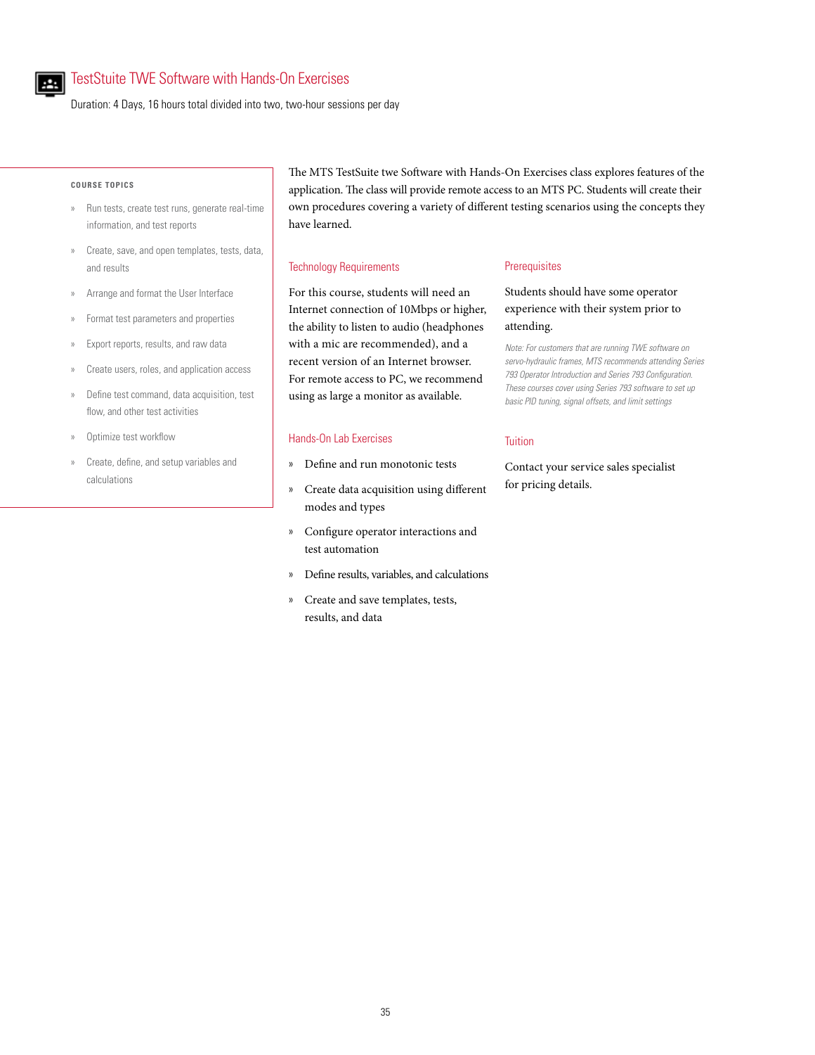## TestStuite TWE Software with Hands-On Exercises

Duration: 4 Days, 16 hours total divided into two, two-hour sessions per day

**COURSE TOPICS**

- Run tests, create test runs, generate real-time information, and test reports
- Create, save, and open templates, tests, data, and results
- Arrange and format the User Interface
- Format test parameters and properties
- Export reports, results, and raw data
- Create users, roles, and application access
- Define test command, data acquisition, test flow, and other test activities
- Optimize test workflow
- Create, define, and setup variables and calculations

The MTS TestSuite twe Software with Hands-On Exercises class explores features of the application. The class will provide remote access to an MTS PC. Students will create their own procedures covering a variety of different testing scenarios using the concepts they have learned.

### Technology Requirements

For this course, students will need an Internet connection of 10Mbps or higher, the ability to listen to audio (headphones with a mic are recommended), and a recent version of an Internet browser. For remote access to PC, we recommend using as large a monitor as available.

### Hands-On Lab Exercises

- Define and run monotonic tests
- Create data acquisition using different modes and types
- Configure operator interactions and test automation
- Define results, variables, and calculations
- Create and save templates, tests, results, and data

### Prerequisites

Students should have some operator experience with their system prior to attending.

*Note: For customers that are running TWE software on servo-hydraulic frames, MTS recommends attending Series 793 Operator Introduction and Series 793 Configuration. These courses cover using Series 793 software to set up basic PID tuning, signal offsets, and limit settings*

### Tuition

Contact your service sales specialist for pricing details.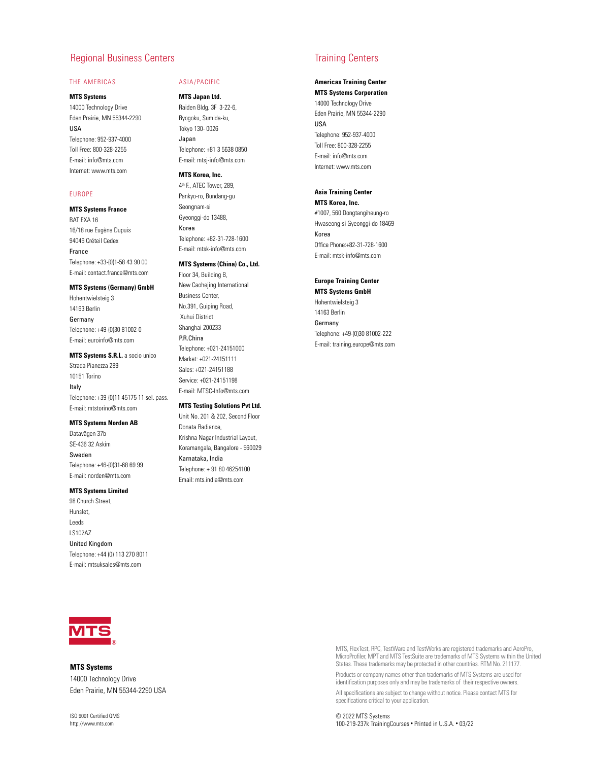## Regional Business Centers

### THE AMERICAS

**MTS Systems**
14000 Technology Drive
Eden Prairie, MN 55344-2290
USA
Telephone: 952-937-4000
Toll Free: 800-328-2255
E-mail: info@mts.com
Internet: www.mts.com

### EUROPE

**MTS Systems France**
BAT EXA 16
16/18 rue Eugène Dupuis
94046 Créteil Cedex
France
Telephone: +33-(0)1-58 43 90 00
E-mail: contact.france@mts.com

**MTS Systems (Germany) GmbH**
Hohentwielsteig 3
14163 Berlin
Germany
Telephone: +49-(0)30 81002-0
E-mail: euroinfo@mts.com

**MTS Systems S.R.L.** a socio unico
Strada Pianezza 289
10151 Torino
Italy
Telephone: +39-(0)11 45175 11 sel. pass.
E-mail: mtstorino@mts.com

**MTS Systems Norden AB**
Datavägen 37b
SE-436 32 Askim
Sweden
Telephone: +46-(0)31-68 69 99
E-mail: norden@mts.com

**MTS Systems Limited**
98 Church Street,
Hunslet,
Leeds
LS102AZ
United Kingdom
Telephone: +44 (0) 113 270 8011
E-mail: mtsuksales@mts.com

### ASIA/PACIFIC

**MTS Japan Ltd.**
Raiden Bldg. 3F 3-22-6,
Ryogoku, Sumida-ku,
Tokyo 130- 0026
Japan
Telephone: +81 3 5638 0850
E-mail: mtsj-info@mts.com

**MTS Korea, Inc.**
4th F., ATEC Tower, 289,
Pankyo-ro, Bundang-gu
Seongnam-si
Gyeonggi-do 13488,
Korea
Telephone: +82-31-728-1600
E-mail: mtsk-info@mts.com

**MTS Systems (China) Co., Ltd.**
Floor 34, Building B,
New Caohejing International
Business Center,
No.391, Guiping Road,
Xuhui District
Shanghai 200233
P.R.China
Telephone: +021-24151000
Market: +021-24151111
Sales: +021-24151188
Service: +021-24151198
E-mail: MTSC-Info@mts.com

**MTS Testing Solutions Pvt Ltd.**
Unit No. 201 & 202, Second Floor
Donata Radiance,
Krishna Nagar Industrial Layout,
Koramangala, Bangalore - 560029
Karnataka, India
Telephone: + 91 80 46254100
Email: mts.india@mts.com

## Training Centers

**Americas Training Center**
**MTS Systems Corporation**
14000 Technology Drive
Eden Prairie, MN 55344-2290
USA
Telephone: 952-937-4000
Toll Free: 800-328-2255
E-mail: info@mts.com
Internet: www.mts.com

**Asia Training Center**
**MTS Korea, Inc.**
#1007, 560 Dongtangiheung-ro
Hwaseong-si Gyeonggi-do 18469
Korea
Office Phone:+82-31-728-1600
E-mail: mtsk-info@mts.com

**Europe Training Center**
**MTS Systems GmbH**
Hohentwielsteig 3
14163 Berlin
Germany
Telephone: +49-(0)30 81002-222
E-mail: training.europe@mts.com

MTS®

**MTS Systems**
14000 Technology Drive
Eden Prairie, MN 55344-2290 USA

ISO 9001 Certified QMS
http://www.mts.com

MTS, FlexTest, RPC, TestWare and TestWorks are registered trademarks and AeroPro, MicroProfiler, MPT and MTS TestSuite are trademarks of MTS Systems within the United States. These trademarks may be protected in other countries. RTM No. 211177.

Products or company names other than trademarks of MTS Systems are used for identification purposes only and may be trademarks of their respective owners.

All specifications are subject to change without notice. Please contact MTS for specifications critical to your application.

© 2022 MTS Systems
100-219-237k TrainingCourses • Printed in U.S.A. • 03/22